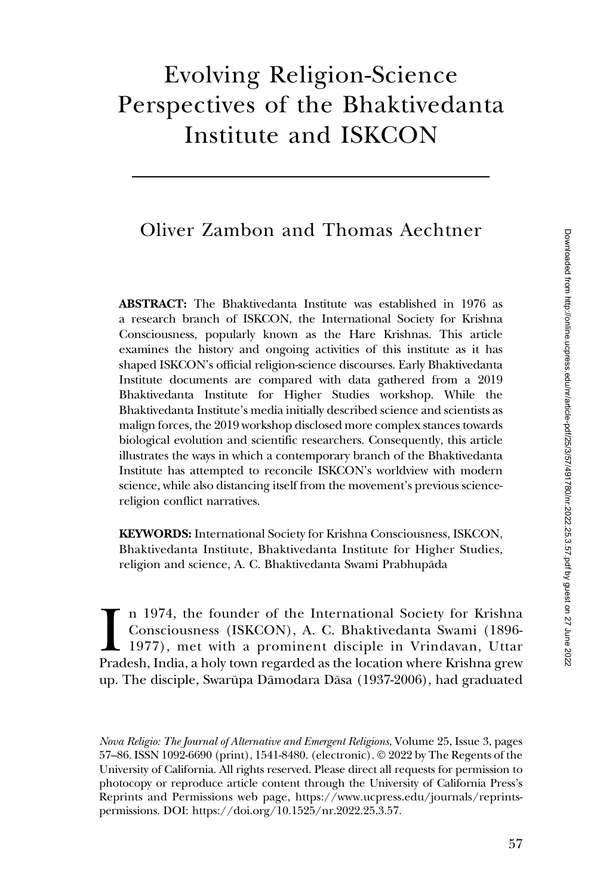# Evolving Religion-Science Perspectives of the Bhaktivedanta Institute and ISKCON

Oliver Zambon and Thomas Aechtner

**ABSTRACT:** The Bhaktivedanta Institute was established in 1976 as a research branch of ISKCON, the International Society for Krishna Consciousness, popularly known as the Hare Krishnas. This article examines the history and ongoing activities of this institute as it has shaped ISKCON's official religion-science discourses. Early Bhaktivedanta Institute documents are compared with data gathered from a 2019 Bhaktivedanta Institute for Higher Studies workshop. While the Bhaktivedanta Institute's media initially described science and scientists as malign forces, the 2019 workshop disclosed more complex stances towards biological evolution and scientific researchers. Consequently, this article illustrates the ways in which a contemporary branch of the Bhaktivedanta Institute has attempted to reconcile ISKCON's worldview with modern science, while also distancing itself from the movement's previous science-religion conflict narratives.

**KEYWORDS:** International Society for Krishna Consciousness, ISKCON, Bhaktivedanta Institute, Bhaktivedanta Institute for Higher Studies, religion and science, A. C. Bhaktivedanta Swami Prabhupāda

In 1974, the founder of the International Society for Krishna Consciousness (ISKCON), A. C. Bhaktivedanta Swami (1896-1977), met with a prominent disciple in Vrindavan, Uttar Pradesh, India, a holy town regarded as the location where Krishna grew up. The disciple, Swarūpa Dāmodara Dāsa (1937-2006), had graduated

*Nova Religio: The Journal of Alternative and Emergent Religions*, Volume 25, Issue 3, pages 57–86. ISSN 1092-6690 (print), 1541-8480. (electronic). © 2022 by The Regents of the University of California. All rights reserved. Please direct all requests for permission to photocopy or reproduce article content through the University of California Press's Reprints and Permissions web page, https://www.ucpress.edu/journals/reprints-permissions. DOI: https://doi.org/10.1525/nr.2022.25.3.57.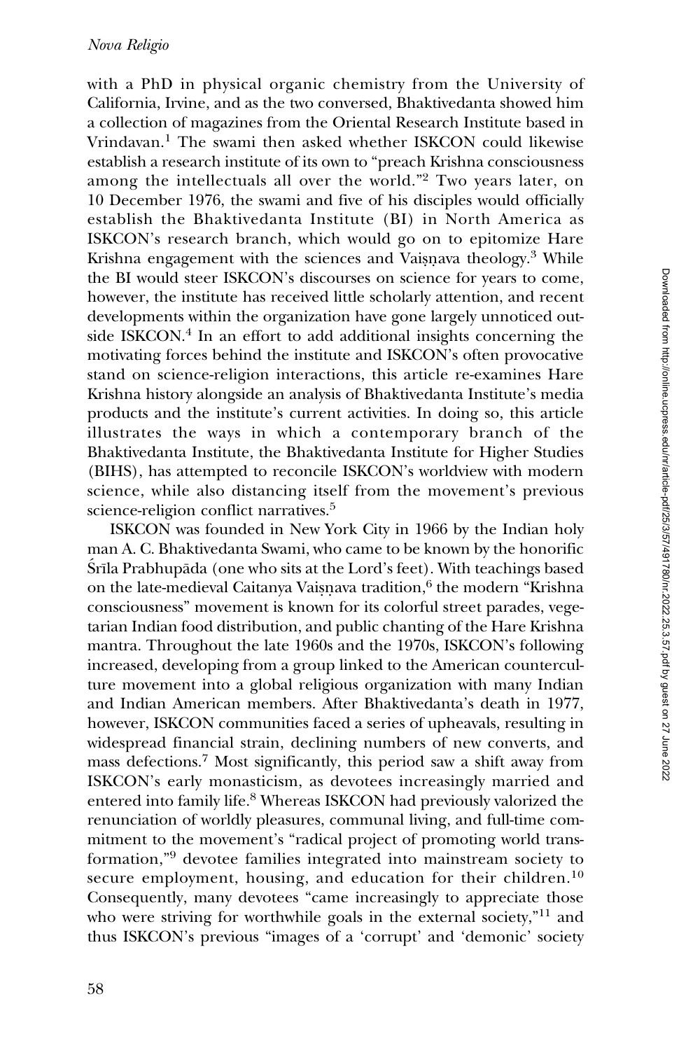with a PhD in physical organic chemistry from the University of California, Irvine, and as the two conversed, Bhaktivedanta showed him a collection of magazines from the Oriental Research Institute based in Vrindavan.[1] The swami then asked whether ISKCON could likewise establish a research institute of its own to "preach Krishna consciousness among the intellectuals all over the world."[2] Two years later, on 10 December 1976, the swami and five of his disciples would officially establish the Bhaktivedanta Institute (BI) in North America as ISKCON's research branch, which would go on to epitomize Hare Krishna engagement with the sciences and Vaiṣṇava theology.[3] While the BI would steer ISKCON's discourses on science for years to come, however, the institute has received little scholarly attention, and recent developments within the organization have gone largely unnoticed outside ISKCON.[4] In an effort to add additional insights concerning the motivating forces behind the institute and ISKCON's often provocative stand on science-religion interactions, this article re-examines Hare Krishna history alongside an analysis of Bhaktivedanta Institute's media products and the institute's current activities. In doing so, this article illustrates the ways in which a contemporary branch of the Bhaktivedanta Institute, the Bhaktivedanta Institute for Higher Studies (BIHS), has attempted to reconcile ISKCON's worldview with modern science, while also distancing itself from the movement's previous science-religion conflict narratives.[5]

ISKCON was founded in New York City in 1966 by the Indian holy man A. C. Bhaktivedanta Swami, who came to be known by the honorific Śrīla Prabhupāda (one who sits at the Lord's feet). With teachings based on the late-medieval Caitanya Vaiṣṇava tradition,[6] the modern "Krishna consciousness" movement is known for its colorful street parades, vegetarian Indian food distribution, and public chanting of the Hare Krishna mantra. Throughout the late 1960s and the 1970s, ISKCON's following increased, developing from a group linked to the American counterculture movement into a global religious organization with many Indian and Indian American members. After Bhaktivedanta's death in 1977, however, ISKCON communities faced a series of upheavals, resulting in widespread financial strain, declining numbers of new converts, and mass defections.[7] Most significantly, this period saw a shift away from ISKCON's early monasticism, as devotees increasingly married and entered into family life.[8] Whereas ISKCON had previously valorized the renunciation of worldly pleasures, communal living, and full-time commitment to the movement's "radical project of promoting world transformation,"[9] devotee families integrated into mainstream society to secure employment, housing, and education for their children.[10] Consequently, many devotees "came increasingly to appreciate those who were striving for worthwhile goals in the external society,"[11] and thus ISKCON's previous "images of a 'corrupt' and 'demonic' society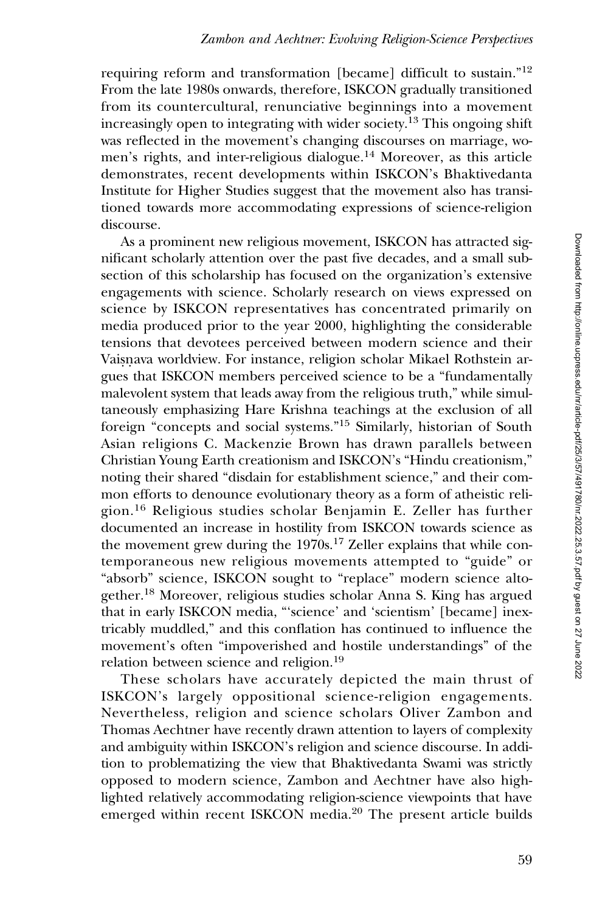requiring reform and transformation [became] difficult to sustain."[12] From the late 1980s onwards, therefore, ISKCON gradually transitioned from its countercultural, renunciative beginnings into a movement increasingly open to integrating with wider society.[13] This ongoing shift was reflected in the movement's changing discourses on marriage, women's rights, and inter-religious dialogue.[14] Moreover, as this article demonstrates, recent developments within ISKCON's Bhaktivedanta Institute for Higher Studies suggest that the movement also has transitioned towards more accommodating expressions of science-religion discourse.

As a prominent new religious movement, ISKCON has attracted significant scholarly attention over the past five decades, and a small subsection of this scholarship has focused on the organization's extensive engagements with science. Scholarly research on views expressed on science by ISKCON representatives has concentrated primarily on media produced prior to the year 2000, highlighting the considerable tensions that devotees perceived between modern science and their Vaiṣṇava worldview. For instance, religion scholar Mikael Rothstein argues that ISKCON members perceived science to be a "fundamentally malevolent system that leads away from the religious truth," while simultaneously emphasizing Hare Krishna teachings at the exclusion of all foreign "concepts and social systems."[15] Similarly, historian of South Asian religions C. Mackenzie Brown has drawn parallels between Christian Young Earth creationism and ISKCON's "Hindu creationism," noting their shared "disdain for establishment science," and their common efforts to denounce evolutionary theory as a form of atheistic religion.[16] Religious studies scholar Benjamin E. Zeller has further documented an increase in hostility from ISKCON towards science as the movement grew during the 1970s.[17] Zeller explains that while contemporaneous new religious movements attempted to "guide" or "absorb" science, ISKCON sought to "replace" modern science altogether.[18] Moreover, religious studies scholar Anna S. King has argued that in early ISKCON media, "'science' and 'scientism' [became] inextricably muddled," and this conflation has continued to influence the movement's often "impoverished and hostile understandings" of the relation between science and religion.[19]

These scholars have accurately depicted the main thrust of ISKCON's largely oppositional science-religion engagements. Nevertheless, religion and science scholars Oliver Zambon and Thomas Aechtner have recently drawn attention to layers of complexity and ambiguity within ISKCON's religion and science discourse. In addition to problematizing the view that Bhaktivedanta Swami was strictly opposed to modern science, Zambon and Aechtner have also highlighted relatively accommodating religion-science viewpoints that have emerged within recent ISKCON media.[20] The present article builds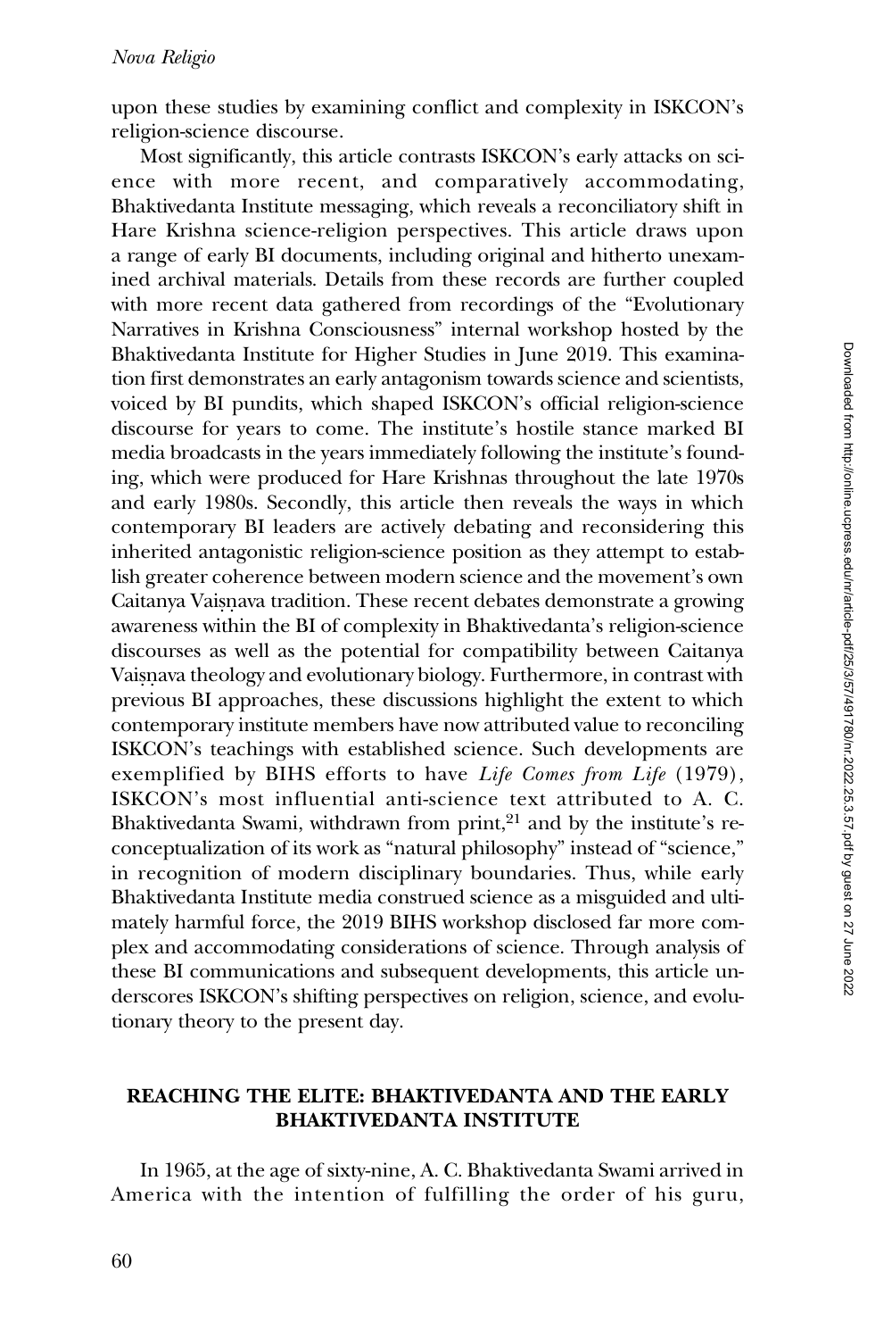upon these studies by examining conflict and complexity in ISKCON's religion-science discourse.

Most significantly, this article contrasts ISKCON's early attacks on science with more recent, and comparatively accommodating, Bhaktivedanta Institute messaging, which reveals a reconciliatory shift in Hare Krishna science-religion perspectives. This article draws upon a range of early BI documents, including original and hitherto unexamined archival materials. Details from these records are further coupled with more recent data gathered from recordings of the "Evolutionary Narratives in Krishna Consciousness" internal workshop hosted by the Bhaktivedanta Institute for Higher Studies in June 2019. This examination first demonstrates an early antagonism towards science and scientists, voiced by BI pundits, which shaped ISKCON's official religion-science discourse for years to come. The institute's hostile stance marked BI media broadcasts in the years immediately following the institute's founding, which were produced for Hare Krishnas throughout the late 1970s and early 1980s. Secondly, this article then reveals the ways in which contemporary BI leaders are actively debating and reconsidering this inherited antagonistic religion-science position as they attempt to establish greater coherence between modern science and the movement's own Caitanya Vaiṣṇava tradition. These recent debates demonstrate a growing awareness within the BI of complexity in Bhaktivedanta's religion-science discourses as well as the potential for compatibility between Caitanya Vaiṣṇava theology and evolutionary biology. Furthermore, in contrast with previous BI approaches, these discussions highlight the extent to which contemporary institute members have now attributed value to reconciling ISKCON's teachings with established science. Such developments are exemplified by BIHS efforts to have *Life Comes from Life* (1979), ISKCON's most influential anti-science text attributed to A. C. Bhaktivedanta Swami, withdrawn from print,[21] and by the institute's reconceptualization of its work as "natural philosophy" instead of "science," in recognition of modern disciplinary boundaries. Thus, while early Bhaktivedanta Institute media construed science as a misguided and ultimately harmful force, the 2019 BIHS workshop disclosed far more complex and accommodating considerations of science. Through analysis of these BI communications and subsequent developments, this article underscores ISKCON's shifting perspectives on religion, science, and evolutionary theory to the present day.

## REACHING THE ELITE: BHAKTIVEDANTA AND THE EARLY BHAKTIVEDANTA INSTITUTE

In 1965, at the age of sixty-nine, A. C. Bhaktivedanta Swami arrived in America with the intention of fulfilling the order of his guru,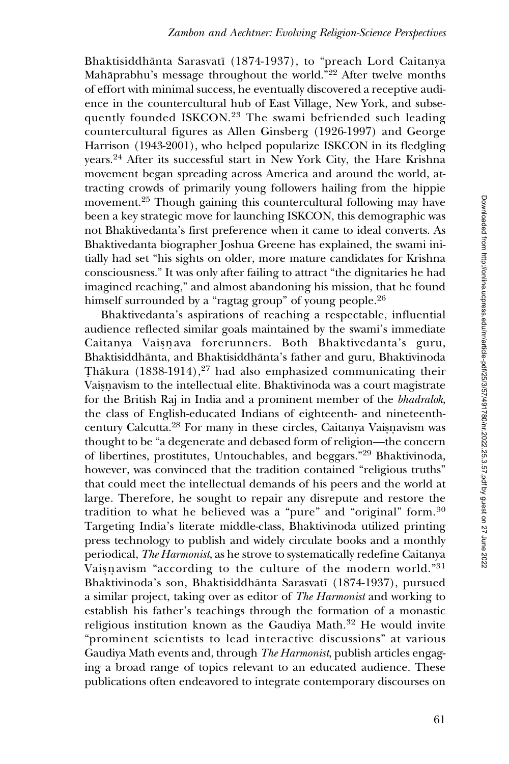Bhaktisiddhānta Sarasvatī (1874-1937), to "preach Lord Caitanya Mahāprabhu's message throughout the world."[22] After twelve months of effort with minimal success, he eventually discovered a receptive audience in the countercultural hub of East Village, New York, and subsequently founded ISKCON.[23] The swami befriended such leading countercultural figures as Allen Ginsberg (1926-1997) and George Harrison (1943-2001), who helped popularize ISKCON in its fledgling years.[24] After its successful start in New York City, the Hare Krishna movement began spreading across America and around the world, attracting crowds of primarily young followers hailing from the hippie movement.[25] Though gaining this countercultural following may have been a key strategic move for launching ISKCON, this demographic was not Bhaktivedanta's first preference when it came to ideal converts. As Bhaktivedanta biographer Joshua Greene has explained, the swami initially had set "his sights on older, more mature candidates for Krishna consciousness." It was only after failing to attract "the dignitaries he had imagined reaching," and almost abandoning his mission, that he found himself surrounded by a "ragtag group" of young people.[26]

Bhaktivedanta's aspirations of reaching a respectable, influential audience reflected similar goals maintained by the swami's immediate Caitanya Vaiṣṇava forerunners. Both Bhaktivedanta's guru, Bhaktisiddhānta, and Bhaktisiddhānta's father and guru, Bhaktivinoda Ṭhākura (1838-1914),[27] had also emphasized communicating their Vaiṣṇavism to the intellectual elite. Bhaktivinoda was a court magistrate for the British Raj in India and a prominent member of the *bhadralok*, the class of English-educated Indians of eighteenth- and nineteenth-century Calcutta.[28] For many in these circles, Caitanya Vaiṣṇavism was thought to be "a degenerate and debased form of religion—the concern of libertines, prostitutes, Untouchables, and beggars."[29] Bhaktivinoda, however, was convinced that the tradition contained "religious truths" that could meet the intellectual demands of his peers and the world at large. Therefore, he sought to repair any disrepute and restore the tradition to what he believed was a "pure" and "original" form.[30] Targeting India's literate middle-class, Bhaktivinoda utilized printing press technology to publish and widely circulate books and a monthly periodical, *The Harmonist*, as he strove to systematically redefine Caitanya Vaiṣṇavism "according to the culture of the modern world."[31] Bhaktivinoda's son, Bhaktisiddhānta Sarasvatī (1874-1937), pursued a similar project, taking over as editor of *The Harmonist* and working to establish his father's teachings through the formation of a monastic religious institution known as the Gaudiya Math.[32] He would invite "prominent scientists to lead interactive discussions" at various Gaudiya Math events and, through *The Harmonist*, publish articles engaging a broad range of topics relevant to an educated audience. These publications often endeavored to integrate contemporary discourses on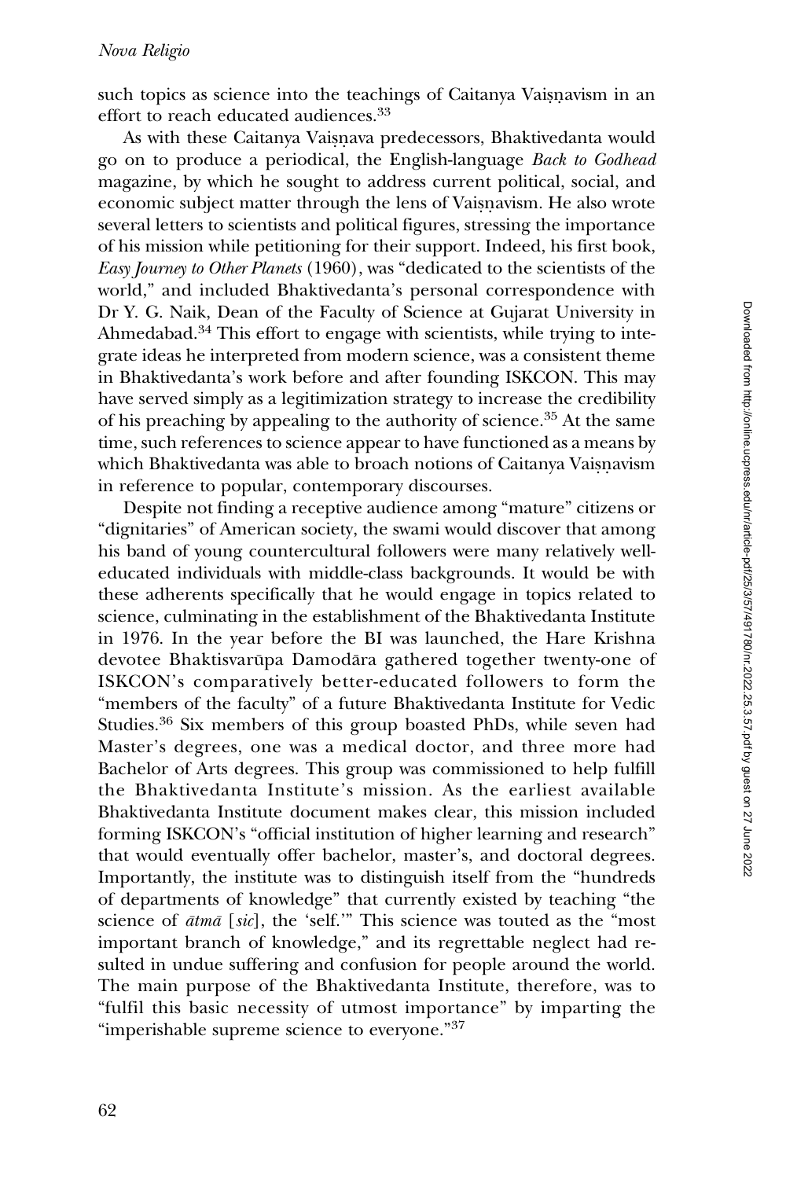such topics as science into the teachings of Caitanya Vaiṣṇavism in an effort to reach educated audiences.[33]

As with these Caitanya Vaiṣṇava predecessors, Bhaktivedanta would go on to produce a periodical, the English-language *Back to Godhead* magazine, by which he sought to address current political, social, and economic subject matter through the lens of Vaiṣṇavism. He also wrote several letters to scientists and political figures, stressing the importance of his mission while petitioning for their support. Indeed, his first book, *Easy Journey to Other Planets* (1960), was "dedicated to the scientists of the world," and included Bhaktivedanta's personal correspondence with Dr Y. G. Naik, Dean of the Faculty of Science at Gujarat University in Ahmedabad.[34] This effort to engage with scientists, while trying to integrate ideas he interpreted from modern science, was a consistent theme in Bhaktivedanta's work before and after founding ISKCON. This may have served simply as a legitimization strategy to increase the credibility of his preaching by appealing to the authority of science.[35] At the same time, such references to science appear to have functioned as a means by which Bhaktivedanta was able to broach notions of Caitanya Vaiṣṇavism in reference to popular, contemporary discourses.

Despite not finding a receptive audience among "mature" citizens or "dignitaries" of American society, the swami would discover that among his band of young countercultural followers were many relatively well-educated individuals with middle-class backgrounds. It would be with these adherents specifically that he would engage in topics related to science, culminating in the establishment of the Bhaktivedanta Institute in 1976. In the year before the BI was launched, the Hare Krishna devotee Bhaktisvarūpa Damodāra gathered together twenty-one of ISKCON's comparatively better-educated followers to form the "members of the faculty" of a future Bhaktivedanta Institute for Vedic Studies.[36] Six members of this group boasted PhDs, while seven had Master's degrees, one was a medical doctor, and three more had Bachelor of Arts degrees. This group was commissioned to help fulfill the Bhaktivedanta Institute's mission. As the earliest available Bhaktivedanta Institute document makes clear, this mission included forming ISKCON's "official institution of higher learning and research" that would eventually offer bachelor, master's, and doctoral degrees. Importantly, the institute was to distinguish itself from the "hundreds of departments of knowledge" that currently existed by teaching "the science of *ātmā* [*sic*], the 'self.'" This science was touted as the "most important branch of knowledge," and its regrettable neglect had resulted in undue suffering and confusion for people around the world. The main purpose of the Bhaktivedanta Institute, therefore, was to "fulfil this basic necessity of utmost importance" by imparting the "imperishable supreme science to everyone."[37]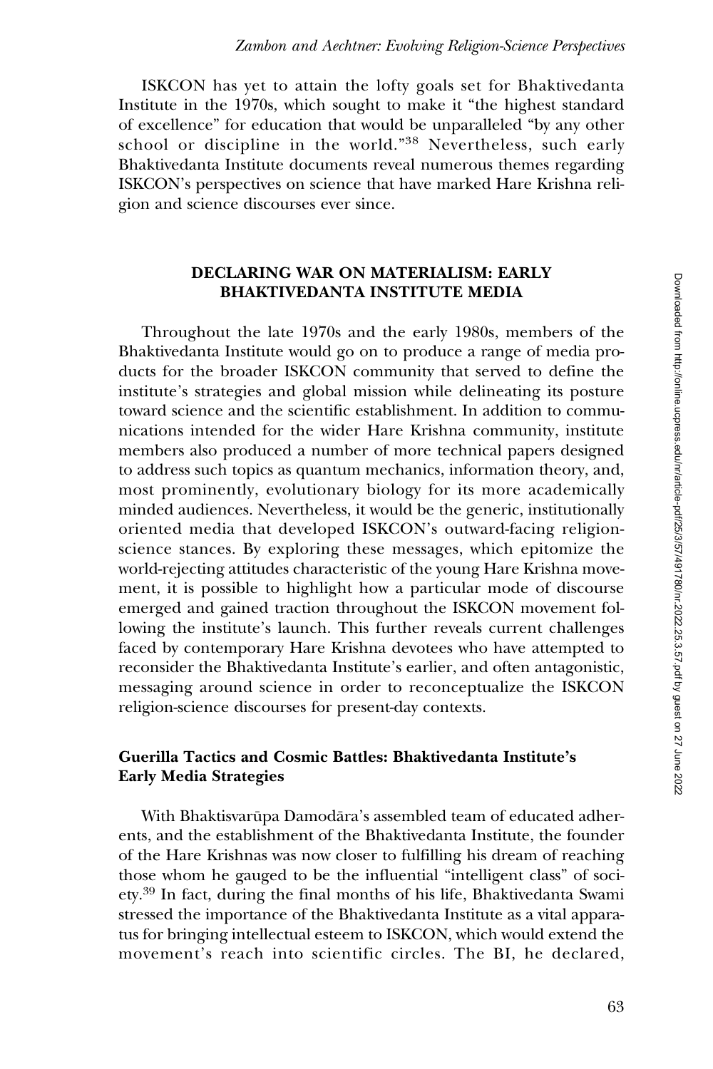ISKCON has yet to attain the lofty goals set for Bhaktivedanta Institute in the 1970s, which sought to make it "the highest standard of excellence" for education that would be unparalleled "by any other school or discipline in the world."[38] Nevertheless, such early Bhaktivedanta Institute documents reveal numerous themes regarding ISKCON's perspectives on science that have marked Hare Krishna religion and science discourses ever since.

## DECLARING WAR ON MATERIALISM: EARLY BHAKTIVEDANTA INSTITUTE MEDIA

Throughout the late 1970s and the early 1980s, members of the Bhaktivedanta Institute would go on to produce a range of media products for the broader ISKCON community that served to define the institute's strategies and global mission while delineating its posture toward science and the scientific establishment. In addition to communications intended for the wider Hare Krishna community, institute members also produced a number of more technical papers designed to address such topics as quantum mechanics, information theory, and, most prominently, evolutionary biology for its more academically minded audiences. Nevertheless, it would be the generic, institutionally oriented media that developed ISKCON's outward-facing religion-science stances. By exploring these messages, which epitomize the world-rejecting attitudes characteristic of the young Hare Krishna movement, it is possible to highlight how a particular mode of discourse emerged and gained traction throughout the ISKCON movement following the institute's launch. This further reveals current challenges faced by contemporary Hare Krishna devotees who have attempted to reconsider the Bhaktivedanta Institute's earlier, and often antagonistic, messaging around science in order to reconceptualize the ISKCON religion-science discourses for present-day contexts.

### Guerilla Tactics and Cosmic Battles: Bhaktivedanta Institute's Early Media Strategies

With Bhaktisvarūpa Damodāra's assembled team of educated adherents, and the establishment of the Bhaktivedanta Institute, the founder of the Hare Krishnas was now closer to fulfilling his dream of reaching those whom he gauged to be the influential "intelligent class" of society.[39] In fact, during the final months of his life, Bhaktivedanta Swami stressed the importance of the Bhaktivedanta Institute as a vital apparatus for bringing intellectual esteem to ISKCON, which would extend the movement's reach into scientific circles. The BI, he declared,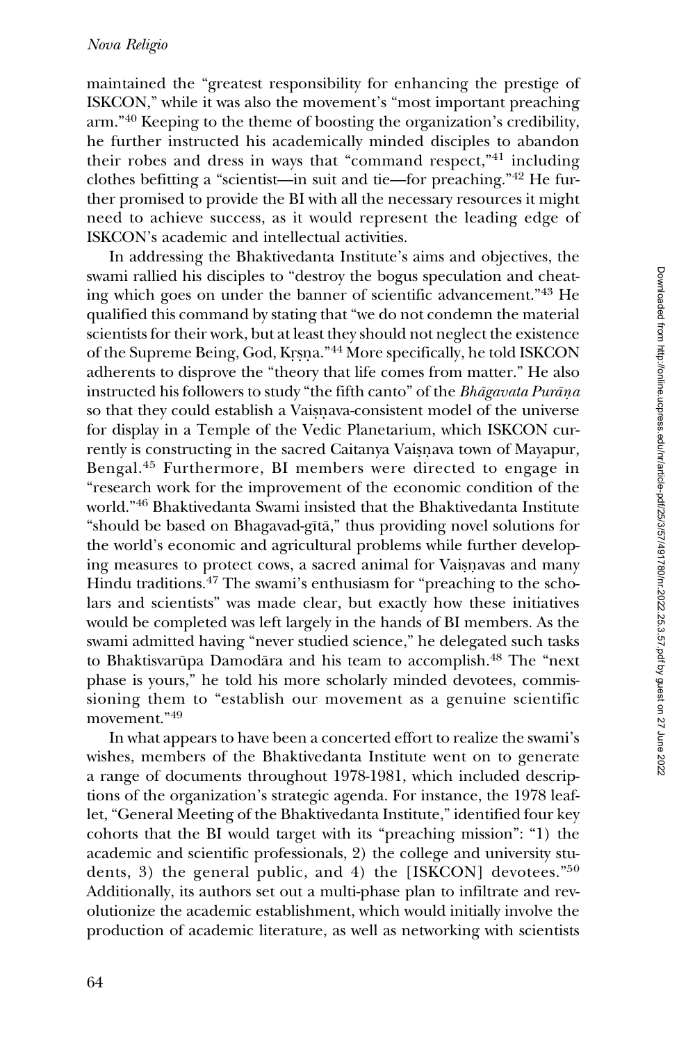maintained the "greatest responsibility for enhancing the prestige of ISKCON," while it was also the movement's "most important preaching arm."[40] Keeping to the theme of boosting the organization's credibility, he further instructed his academically minded disciples to abandon their robes and dress in ways that "command respect,"[41] including clothes befitting a "scientist—in suit and tie—for preaching."[42] He further promised to provide the BI with all the necessary resources it might need to achieve success, as it would represent the leading edge of ISKCON's academic and intellectual activities.

In addressing the Bhaktivedanta Institute's aims and objectives, the swami rallied his disciples to "destroy the bogus speculation and cheating which goes on under the banner of scientific advancement."[43] He qualified this command by stating that "we do not condemn the material scientists for their work, but at least they should not neglect the existence of the Supreme Being, God, Kṛṣṇa."[44] More specifically, he told ISKCON adherents to disprove the "theory that life comes from matter." He also instructed his followers to study "the fifth canto" of the *Bhāgavata Purāṇa* so that they could establish a Vaiṣṇava-consistent model of the universe for display in a Temple of the Vedic Planetarium, which ISKCON currently is constructing in the sacred Caitanya Vaiṣṇava town of Mayapur, Bengal.[45] Furthermore, BI members were directed to engage in "research work for the improvement of the economic condition of the world."[46] Bhaktivedanta Swami insisted that the Bhaktivedanta Institute "should be based on Bhagavad-gītā," thus providing novel solutions for the world's economic and agricultural problems while further developing measures to protect cows, a sacred animal for Vaiṣṇavas and many Hindu traditions.[47] The swami's enthusiasm for "preaching to the scholars and scientists" was made clear, but exactly how these initiatives would be completed was left largely in the hands of BI members. As the swami admitted having "never studied science," he delegated such tasks to Bhaktisvarūpa Damodāra and his team to accomplish.[48] The "next phase is yours," he told his more scholarly minded devotees, commissioning them to "establish our movement as a genuine scientific movement."[49]

In what appears to have been a concerted effort to realize the swami's wishes, members of the Bhaktivedanta Institute went on to generate a range of documents throughout 1978-1981, which included descriptions of the organization's strategic agenda. For instance, the 1978 leaflet, "General Meeting of the Bhaktivedanta Institute," identified four key cohorts that the BI would target with its "preaching mission": "1) the academic and scientific professionals, 2) the college and university students, 3) the general public, and 4) the [ISKCON] devotees."[50] Additionally, its authors set out a multi-phase plan to infiltrate and revolutionize the academic establishment, which would initially involve the production of academic literature, as well as networking with scientists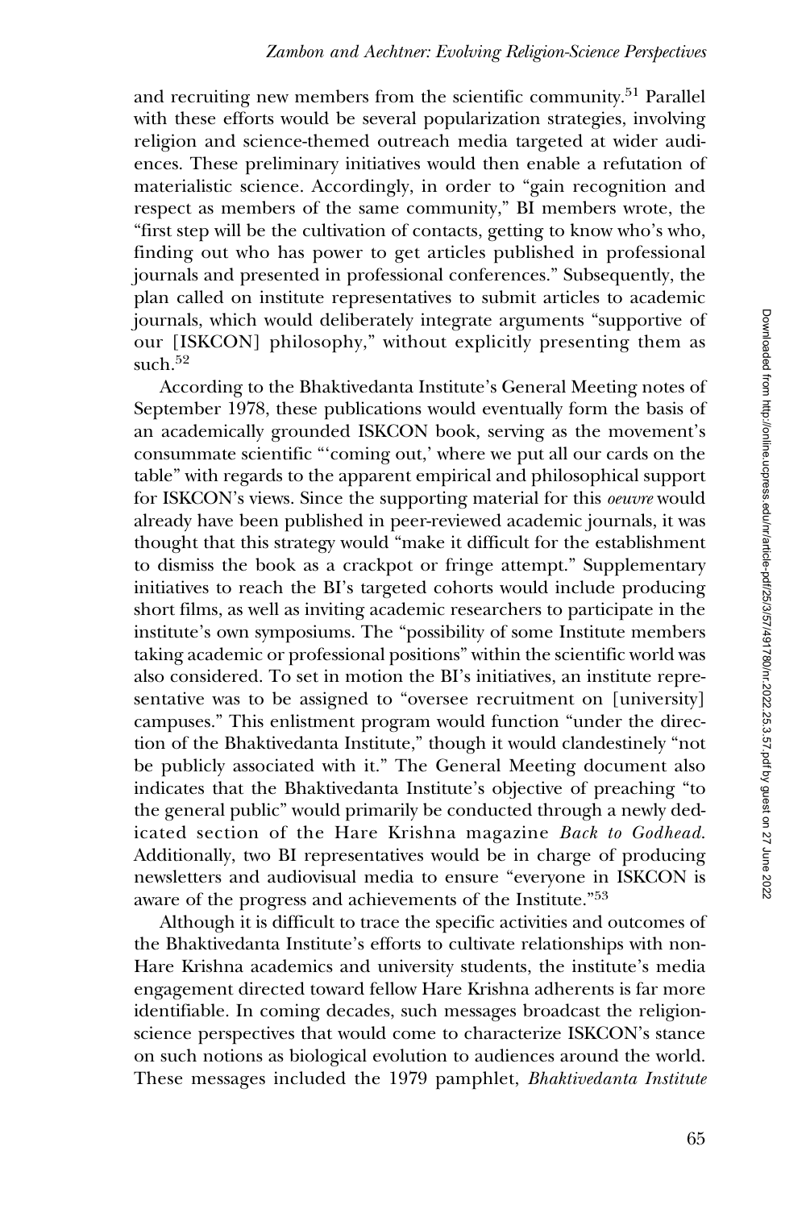and recruiting new members from the scientific community.[51] Parallel with these efforts would be several popularization strategies, involving religion and science-themed outreach media targeted at wider audiences. These preliminary initiatives would then enable a refutation of materialistic science. Accordingly, in order to "gain recognition and respect as members of the same community," BI members wrote, the "first step will be the cultivation of contacts, getting to know who's who, finding out who has power to get articles published in professional journals and presented in professional conferences." Subsequently, the plan called on institute representatives to submit articles to academic journals, which would deliberately integrate arguments "supportive of our [ISKCON] philosophy," without explicitly presenting them as such.[52]

According to the Bhaktivedanta Institute's General Meeting notes of September 1978, these publications would eventually form the basis of an academically grounded ISKCON book, serving as the movement's consummate scientific "'coming out,' where we put all our cards on the table" with regards to the apparent empirical and philosophical support for ISKCON's views. Since the supporting material for this *oeuvre* would already have been published in peer-reviewed academic journals, it was thought that this strategy would "make it difficult for the establishment to dismiss the book as a crackpot or fringe attempt." Supplementary initiatives to reach the BI's targeted cohorts would include producing short films, as well as inviting academic researchers to participate in the institute's own symposiums. The "possibility of some Institute members taking academic or professional positions" within the scientific world was also considered. To set in motion the BI's initiatives, an institute representative was to be assigned to "oversee recruitment on [university] campuses." This enlistment program would function "under the direction of the Bhaktivedanta Institute," though it would clandestinely "not be publicly associated with it." The General Meeting document also indicates that the Bhaktivedanta Institute's objective of preaching "to the general public" would primarily be conducted through a newly dedicated section of the Hare Krishna magazine *Back to Godhead*. Additionally, two BI representatives would be in charge of producing newsletters and audiovisual media to ensure "everyone in ISKCON is aware of the progress and achievements of the Institute."[53]

Although it is difficult to trace the specific activities and outcomes of the Bhaktivedanta Institute's efforts to cultivate relationships with non-Hare Krishna academics and university students, the institute's media engagement directed toward fellow Hare Krishna adherents is far more identifiable. In coming decades, such messages broadcast the religion-science perspectives that would come to characterize ISKCON's stance on such notions as biological evolution to audiences around the world. These messages included the 1979 pamphlet, *Bhaktivedanta Institute*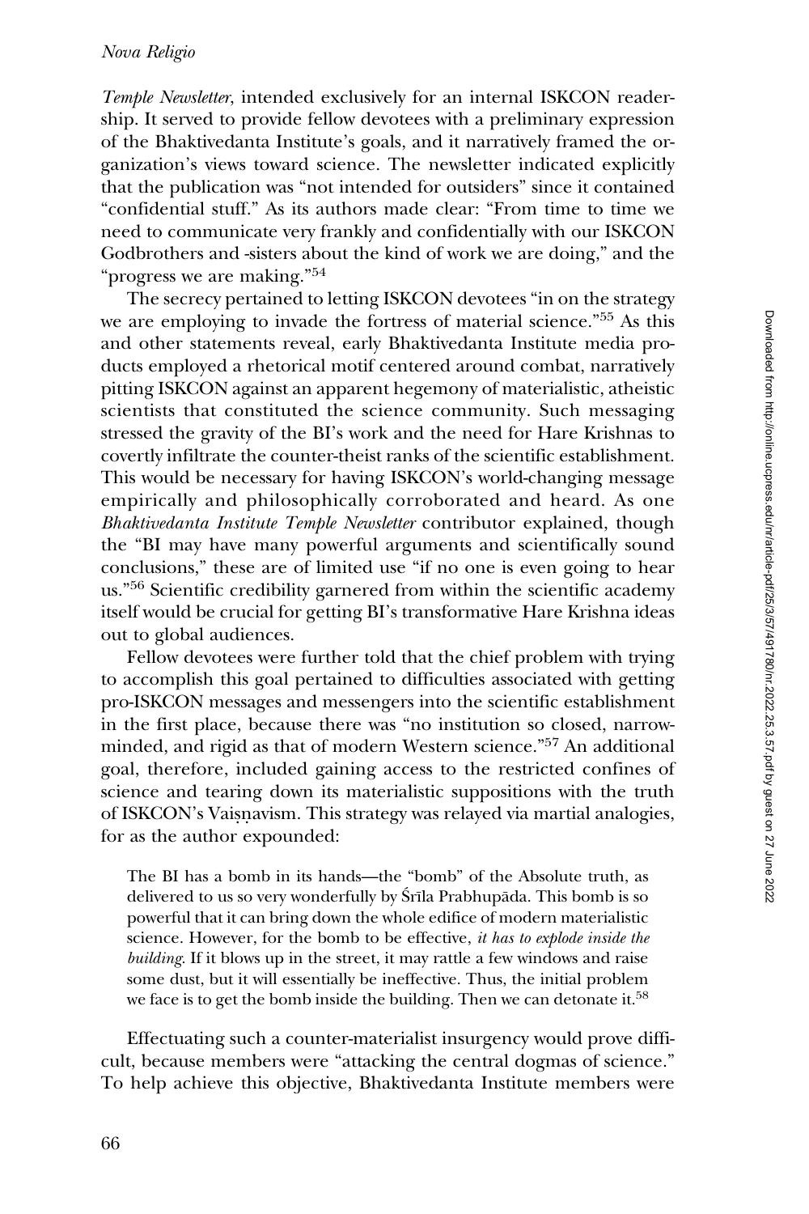*Temple Newsletter*, intended exclusively for an internal ISKCON readership. It served to provide fellow devotees with a preliminary expression of the Bhaktivedanta Institute's goals, and it narratively framed the organization's views toward science. The newsletter indicated explicitly that the publication was "not intended for outsiders" since it contained "confidential stuff." As its authors made clear: "From time to time we need to communicate very frankly and confidentially with our ISKCON Godbrothers and -sisters about the kind of work we are doing," and the "progress we are making."[54]

The secrecy pertained to letting ISKCON devotees "in on the strategy we are employing to invade the fortress of material science."[55] As this and other statements reveal, early Bhaktivedanta Institute media products employed a rhetorical motif centered around combat, narratively pitting ISKCON against an apparent hegemony of materialistic, atheistic scientists that constituted the science community. Such messaging stressed the gravity of the BI's work and the need for Hare Krishnas to covertly infiltrate the counter-theist ranks of the scientific establishment. This would be necessary for having ISKCON's world-changing message empirically and philosophically corroborated and heard. As one *Bhaktivedanta Institute Temple Newsletter* contributor explained, though the "BI may have many powerful arguments and scientifically sound conclusions," these are of limited use "if no one is even going to hear us."[56] Scientific credibility garnered from within the scientific academy itself would be crucial for getting BI's transformative Hare Krishna ideas out to global audiences.

Fellow devotees were further told that the chief problem with trying to accomplish this goal pertained to difficulties associated with getting pro-ISKCON messages and messengers into the scientific establishment in the first place, because there was "no institution so closed, narrow-minded, and rigid as that of modern Western science."[57] An additional goal, therefore, included gaining access to the restricted confines of science and tearing down its materialistic suppositions with the truth of ISKCON's Vaiṣṇavism. This strategy was relayed via martial analogies, for as the author expounded:

> The BI has a bomb in its hands—the "bomb" of the Absolute truth, as delivered to us so very wonderfully by Śrīla Prabhupāda. This bomb is so powerful that it can bring down the whole edifice of modern materialistic science. However, for the bomb to be effective, *it has to explode inside the building*. If it blows up in the street, it may rattle a few windows and raise some dust, but it will essentially be ineffective. Thus, the initial problem we face is to get the bomb inside the building. Then we can detonate it.[58]

Effectuating such a counter-materialist insurgency would prove difficult, because members were "attacking the central dogmas of science." To help achieve this objective, Bhaktivedanta Institute members were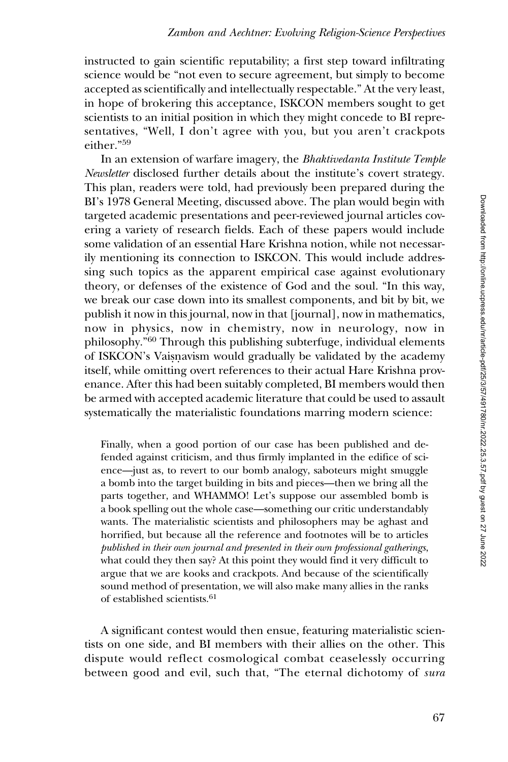instructed to gain scientific reputability; a first step toward infiltrating science would be "not even to secure agreement, but simply to become accepted as scientifically and intellectually respectable." At the very least, in hope of brokering this acceptance, ISKCON members sought to get scientists to an initial position in which they might concede to BI representatives, "Well, I don't agree with you, but you aren't crackpots either."[59]

In an extension of warfare imagery, the *Bhaktivedanta Institute Temple Newsletter* disclosed further details about the institute's covert strategy. This plan, readers were told, had previously been prepared during the BI's 1978 General Meeting, discussed above. The plan would begin with targeted academic presentations and peer-reviewed journal articles covering a variety of research fields. Each of these papers would include some validation of an essential Hare Krishna notion, while not necessarily mentioning its connection to ISKCON. This would include addressing such topics as the apparent empirical case against evolutionary theory, or defenses of the existence of God and the soul. "In this way, we break our case down into its smallest components, and bit by bit, we publish it now in this journal, now in that [journal], now in mathematics, now in physics, now in chemistry, now in neurology, now in philosophy."[60] Through this publishing subterfuge, individual elements of ISKCON's Vaiṣṇavism would gradually be validated by the academy itself, while omitting overt references to their actual Hare Krishna provenance. After this had been suitably completed, BI members would then be armed with accepted academic literature that could be used to assault systematically the materialistic foundations marring modern science:

> Finally, when a good portion of our case has been published and defended against criticism, and thus firmly implanted in the edifice of science—just as, to revert to our bomb analogy, saboteurs might smuggle a bomb into the target building in bits and pieces—then we bring all the parts together, and WHAMMO! Let's suppose our assembled bomb is a book spelling out the whole case—something our critic understandably wants. The materialistic scientists and philosophers may be aghast and horrified, but because all the reference and footnotes will be to articles *published in their own journal and presented in their own professional gatherings*, what could they then say? At this point they would find it very difficult to argue that we are kooks and crackpots. And because of the scientifically sound method of presentation, we will also make many allies in the ranks of established scientists.[61]

A significant contest would then ensue, featuring materialistic scientists on one side, and BI members with their allies on the other. This dispute would reflect cosmological combat ceaselessly occurring between good and evil, such that, "The eternal dichotomy of *sura*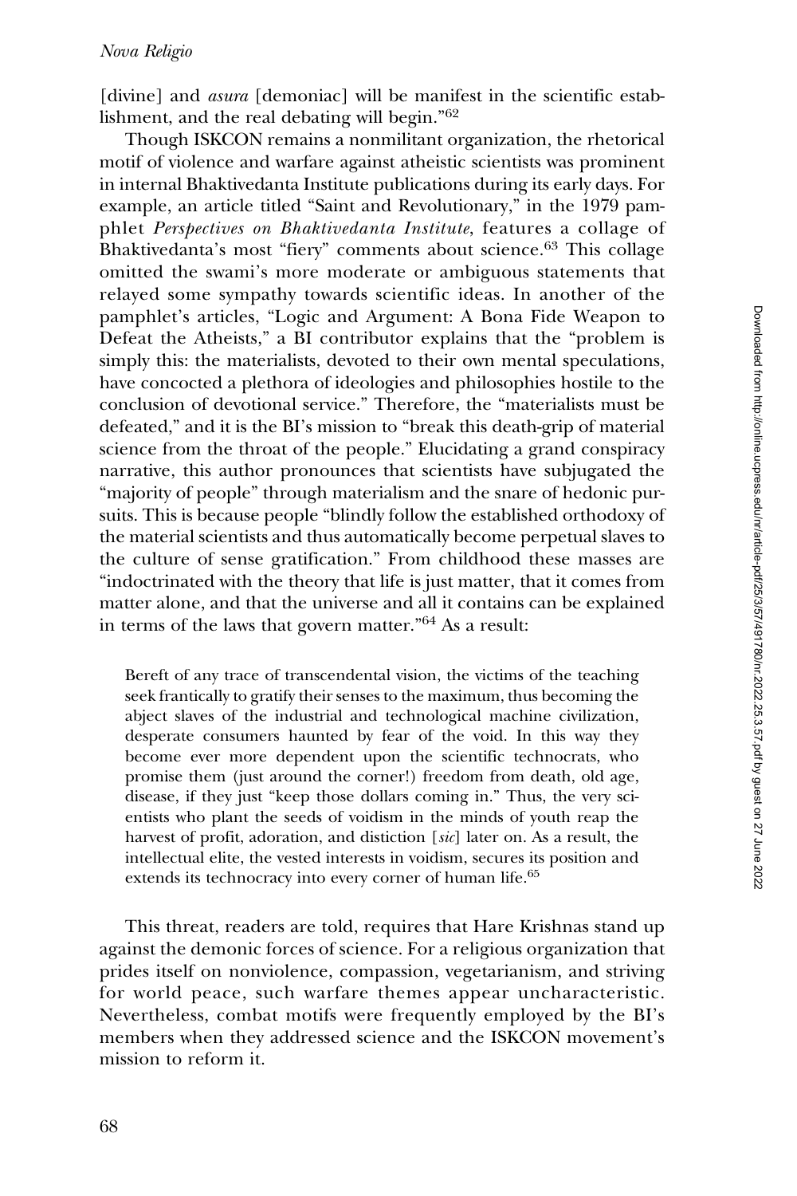[divine] and *asura* [demoniac] will be manifest in the scientific establishment, and the real debating will begin."[62]

Though ISKCON remains a nonmilitant organization, the rhetorical motif of violence and warfare against atheistic scientists was prominent in internal Bhaktivedanta Institute publications during its early days. For example, an article titled "Saint and Revolutionary," in the 1979 pamphlet *Perspectives on Bhaktivedanta Institute*, features a collage of Bhaktivedanta's most "fiery" comments about science.[63] This collage omitted the swami's more moderate or ambiguous statements that relayed some sympathy towards scientific ideas. In another of the pamphlet's articles, "Logic and Argument: A Bona Fide Weapon to Defeat the Atheists," a BI contributor explains that the "problem is simply this: the materialists, devoted to their own mental speculations, have concocted a plethora of ideologies and philosophies hostile to the conclusion of devotional service." Therefore, the "materialists must be defeated," and it is the BI's mission to "break this death-grip of material science from the throat of the people." Elucidating a grand conspiracy narrative, this author pronounces that scientists have subjugated the "majority of people" through materialism and the snare of hedonic pursuits. This is because people "blindly follow the established orthodoxy of the material scientists and thus automatically become perpetual slaves to the culture of sense gratification." From childhood these masses are "indoctrinated with the theory that life is just matter, that it comes from matter alone, and that the universe and all it contains can be explained in terms of the laws that govern matter."[64] As a result:

> Bereft of any trace of transcendental vision, the victims of the teaching seek frantically to gratify their senses to the maximum, thus becoming the abject slaves of the industrial and technological machine civilization, desperate consumers haunted by fear of the void. In this way they become ever more dependent upon the scientific technocrats, who promise them (just around the corner!) freedom from death, old age, disease, if they just "keep those dollars coming in." Thus, the very scientists who plant the seeds of voidism in the minds of youth reap the harvest of profit, adoration, and distiction [*sic*] later on. As a result, the intellectual elite, the vested interests in voidism, secures its position and extends its technocracy into every corner of human life.[65]

This threat, readers are told, requires that Hare Krishnas stand up against the demonic forces of science. For a religious organization that prides itself on nonviolence, compassion, vegetarianism, and striving for world peace, such warfare themes appear uncharacteristic. Nevertheless, combat motifs were frequently employed by the BI's members when they addressed science and the ISKCON movement's mission to reform it.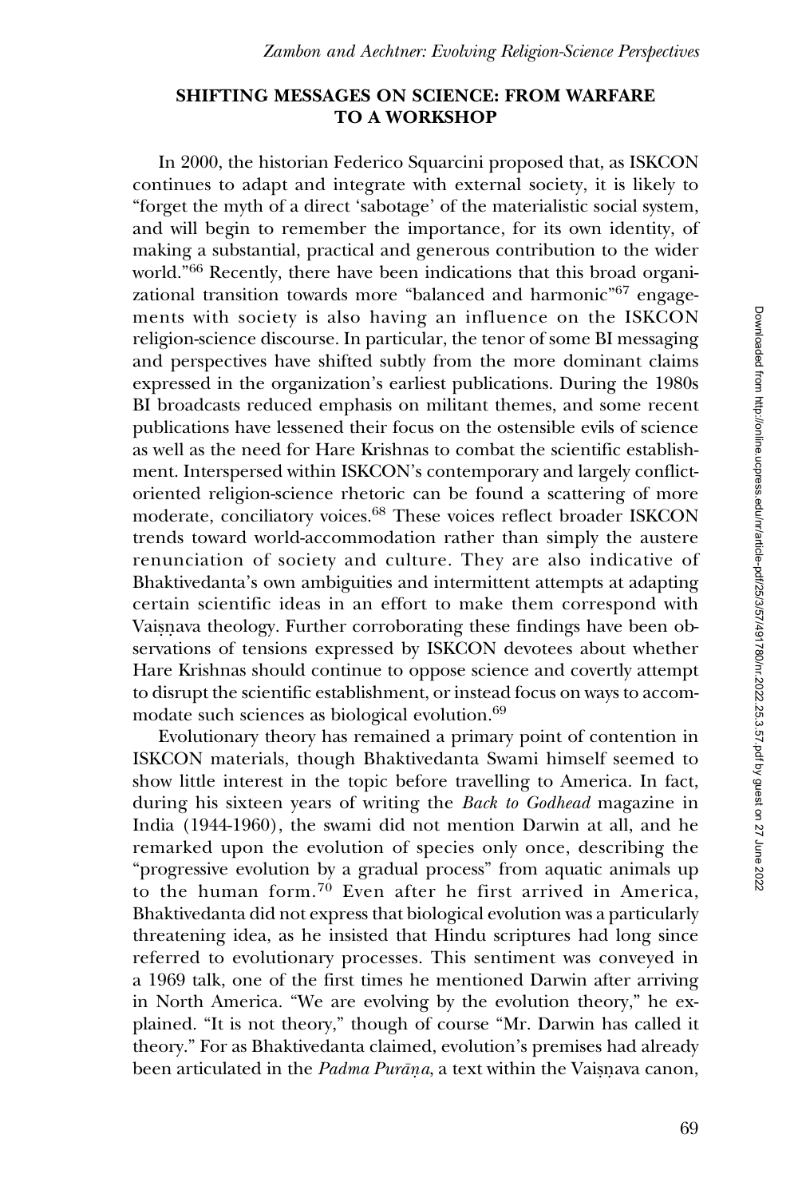## SHIFTING MESSAGES ON SCIENCE: FROM WARFARE TO A WORKSHOP

In 2000, the historian Federico Squarcini proposed that, as ISKCON continues to adapt and integrate with external society, it is likely to "forget the myth of a direct 'sabotage' of the materialistic social system, and will begin to remember the importance, for its own identity, of making a substantial, practical and generous contribution to the wider world."[66] Recently, there have been indications that this broad organizational transition towards more "balanced and harmonic"[67] engagements with society is also having an influence on the ISKCON religion-science discourse. In particular, the tenor of some BI messaging and perspectives have shifted subtly from the more dominant claims expressed in the organization's earliest publications. During the 1980s BI broadcasts reduced emphasis on militant themes, and some recent publications have lessened their focus on the ostensible evils of science as well as the need for Hare Krishnas to combat the scientific establishment. Interspersed within ISKCON's contemporary and largely conflict-oriented religion-science rhetoric can be found a scattering of more moderate, conciliatory voices.[68] These voices reflect broader ISKCON trends toward world-accommodation rather than simply the austere renunciation of society and culture. They are also indicative of Bhaktivedanta's own ambiguities and intermittent attempts at adapting certain scientific ideas in an effort to make them correspond with Vaiṣṇava theology. Further corroborating these findings have been observations of tensions expressed by ISKCON devotees about whether Hare Krishnas should continue to oppose science and covertly attempt to disrupt the scientific establishment, or instead focus on ways to accommodate such sciences as biological evolution.[69]

Evolutionary theory has remained a primary point of contention in ISKCON materials, though Bhaktivedanta Swami himself seemed to show little interest in the topic before travelling to America. In fact, during his sixteen years of writing the *Back to Godhead* magazine in India (1944-1960), the swami did not mention Darwin at all, and he remarked upon the evolution of species only once, describing the "progressive evolution by a gradual process" from aquatic animals up to the human form.[70] Even after he first arrived in America, Bhaktivedanta did not express that biological evolution was a particularly threatening idea, as he insisted that Hindu scriptures had long since referred to evolutionary processes. This sentiment was conveyed in a 1969 talk, one of the first times he mentioned Darwin after arriving in North America. "We are evolving by the evolution theory," he explained. "It is not theory," though of course "Mr. Darwin has called it theory." For as Bhaktivedanta claimed, evolution's premises had already been articulated in the *Padma Purāṇa*, a text within the Vaiṣṇava canon,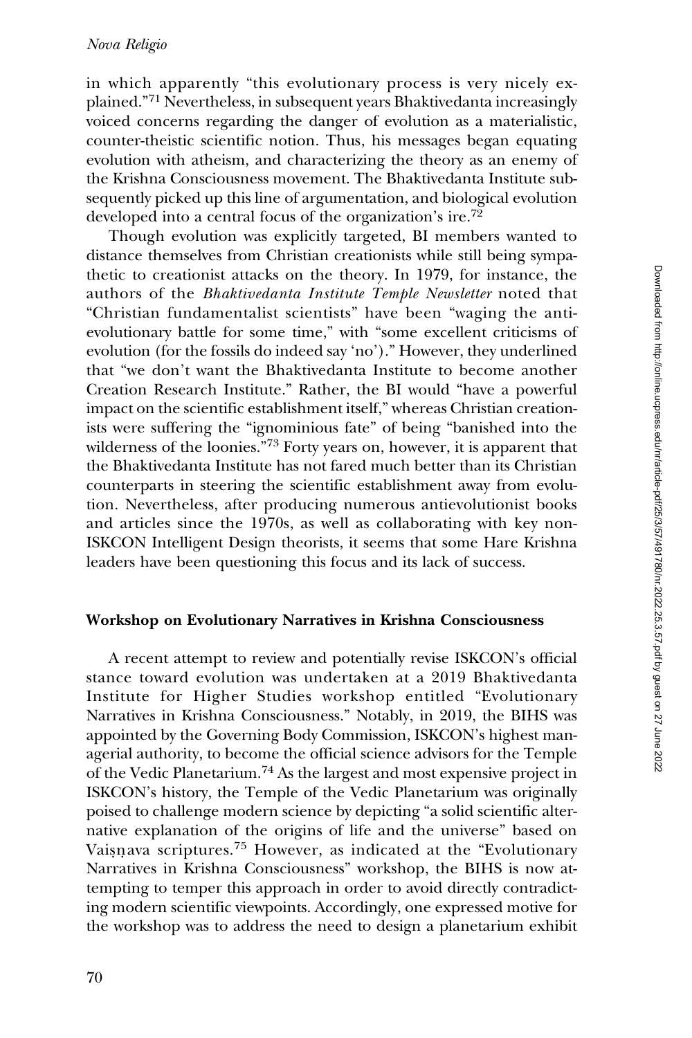in which apparently "this evolutionary process is very nicely explained."[71] Nevertheless, in subsequent years Bhaktivedanta increasingly voiced concerns regarding the danger of evolution as a materialistic, counter-theistic scientific notion. Thus, his messages began equating evolution with atheism, and characterizing the theory as an enemy of the Krishna Consciousness movement. The Bhaktivedanta Institute subsequently picked up this line of argumentation, and biological evolution developed into a central focus of the organization's ire.[72]

Though evolution was explicitly targeted, BI members wanted to distance themselves from Christian creationists while still being sympathetic to creationist attacks on the theory. In 1979, for instance, the authors of the *Bhaktivedanta Institute Temple Newsletter* noted that "Christian fundamentalist scientists" have been "waging the anti-evolutionary battle for some time," with "some excellent criticisms of evolution (for the fossils do indeed say 'no')." However, they underlined that "we don't want the Bhaktivedanta Institute to become another Creation Research Institute." Rather, the BI would "have a powerful impact on the scientific establishment itself," whereas Christian creationists were suffering the "ignominious fate" of being "banished into the wilderness of the loonies."[73] Forty years on, however, it is apparent that the Bhaktivedanta Institute has not fared much better than its Christian counterparts in steering the scientific establishment away from evolution. Nevertheless, after producing numerous antievolutionist books and articles since the 1970s, as well as collaborating with key non-ISKCON Intelligent Design theorists, it seems that some Hare Krishna leaders have been questioning this focus and its lack of success.

## Workshop on Evolutionary Narratives in Krishna Consciousness

A recent attempt to review and potentially revise ISKCON's official stance toward evolution was undertaken at a 2019 Bhaktivedanta Institute for Higher Studies workshop entitled "Evolutionary Narratives in Krishna Consciousness." Notably, in 2019, the BIHS was appointed by the Governing Body Commission, ISKCON's highest managerial authority, to become the official science advisors for the Temple of the Vedic Planetarium.[74] As the largest and most expensive project in ISKCON's history, the Temple of the Vedic Planetarium was originally poised to challenge modern science by depicting "a solid scientific alternative explanation of the origins of life and the universe" based on Vaiṣṇava scriptures.[75] However, as indicated at the "Evolutionary Narratives in Krishna Consciousness" workshop, the BIHS is now attempting to temper this approach in order to avoid directly contradicting modern scientific viewpoints. Accordingly, one expressed motive for the workshop was to address the need to design a planetarium exhibit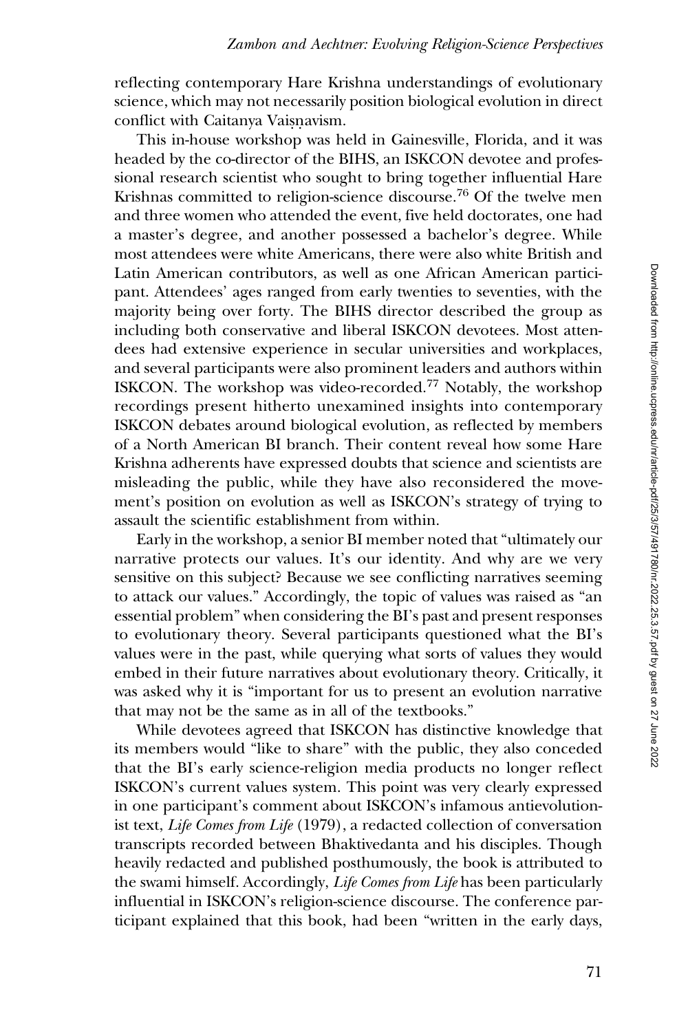reflecting contemporary Hare Krishna understandings of evolutionary science, which may not necessarily position biological evolution in direct conflict with Caitanya Vaiṣṇavism.

This in-house workshop was held in Gainesville, Florida, and it was headed by the co-director of the BIHS, an ISKCON devotee and professional research scientist who sought to bring together influential Hare Krishnas committed to religion-science discourse.[76] Of the twelve men and three women who attended the event, five held doctorates, one had a master's degree, and another possessed a bachelor's degree. While most attendees were white Americans, there were also white British and Latin American contributors, as well as one African American participant. Attendees' ages ranged from early twenties to seventies, with the majority being over forty. The BIHS director described the group as including both conservative and liberal ISKCON devotees. Most attendees had extensive experience in secular universities and workplaces, and several participants were also prominent leaders and authors within ISKCON. The workshop was video-recorded.[77] Notably, the workshop recordings present hitherto unexamined insights into contemporary ISKCON debates around biological evolution, as reflected by members of a North American BI branch. Their content reveal how some Hare Krishna adherents have expressed doubts that science and scientists are misleading the public, while they have also reconsidered the movement's position on evolution as well as ISKCON's strategy of trying to assault the scientific establishment from within.

Early in the workshop, a senior BI member noted that "ultimately our narrative protects our values. It's our identity. And why are we very sensitive on this subject? Because we see conflicting narratives seeming to attack our values." Accordingly, the topic of values was raised as "an essential problem" when considering the BI's past and present responses to evolutionary theory. Several participants questioned what the BI's values were in the past, while querying what sorts of values they would embed in their future narratives about evolutionary theory. Critically, it was asked why it is "important for us to present an evolution narrative that may not be the same as in all of the textbooks."

While devotees agreed that ISKCON has distinctive knowledge that its members would "like to share" with the public, they also conceded that the BI's early science-religion media products no longer reflect ISKCON's current values system. This point was very clearly expressed in one participant's comment about ISKCON's infamous antievolutionist text, *Life Comes from Life* (1979), a redacted collection of conversation transcripts recorded between Bhaktivedanta and his disciples. Though heavily redacted and published posthumously, the book is attributed to the swami himself. Accordingly, *Life Comes from Life* has been particularly influential in ISKCON's religion-science discourse. The conference participant explained that this book, had been "written in the early days,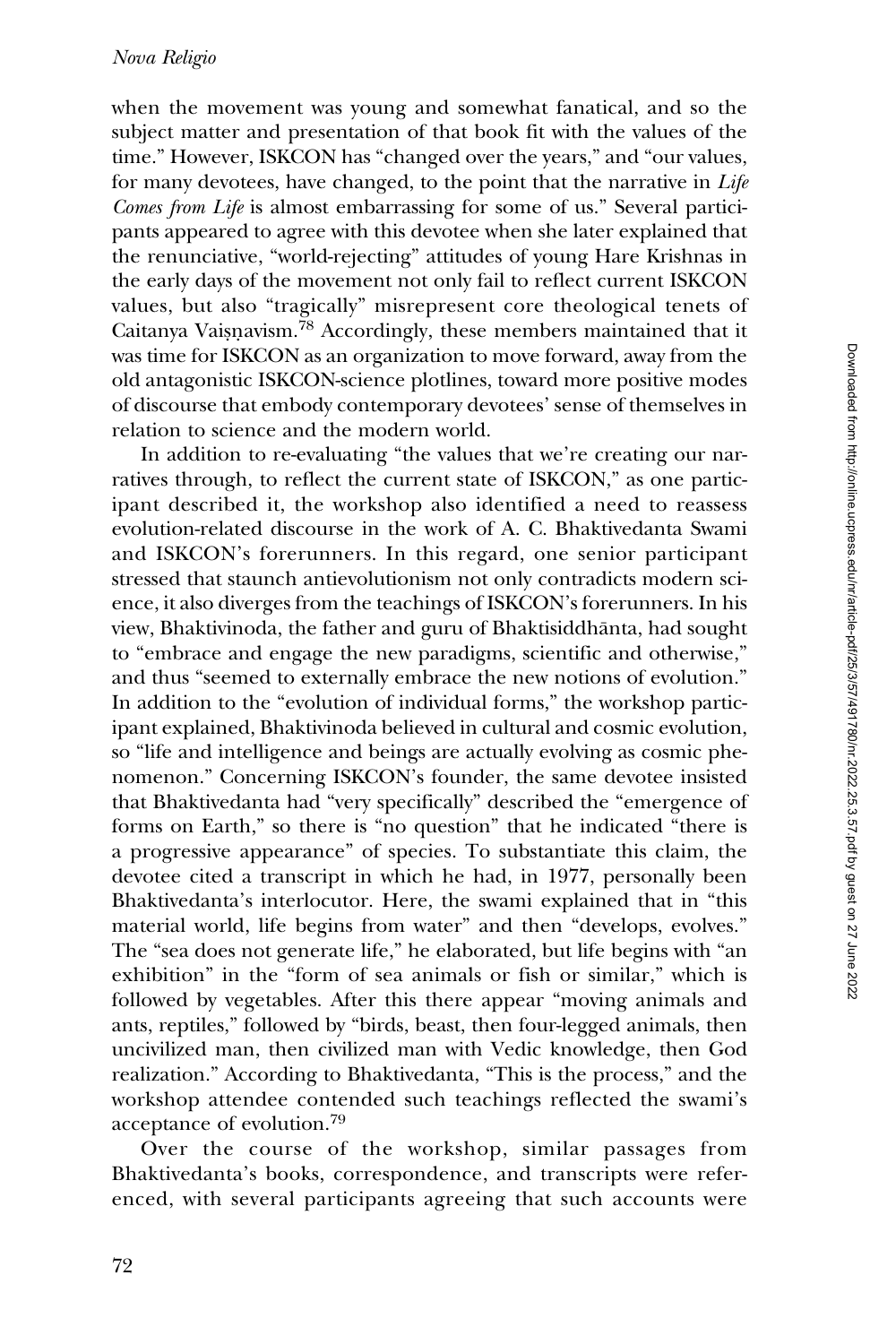when the movement was young and somewhat fanatical, and so the subject matter and presentation of that book fit with the values of the time." However, ISKCON has "changed over the years," and "our values, for many devotees, have changed, to the point that the narrative in *Life Comes from Life* is almost embarrassing for some of us." Several participants appeared to agree with this devotee when she later explained that the renunciative, "world-rejecting" attitudes of young Hare Krishnas in the early days of the movement not only fail to reflect current ISKCON values, but also "tragically" misrepresent core theological tenets of Caitanya Vaiṣṇavism.[78] Accordingly, these members maintained that it was time for ISKCON as an organization to move forward, away from the old antagonistic ISKCON-science plotlines, toward more positive modes of discourse that embody contemporary devotees' sense of themselves in relation to science and the modern world.

In addition to re-evaluating "the values that we're creating our narratives through, to reflect the current state of ISKCON," as one participant described it, the workshop also identified a need to reassess evolution-related discourse in the work of A. C. Bhaktivedanta Swami and ISKCON's forerunners. In this regard, one senior participant stressed that staunch antievolutionism not only contradicts modern science, it also diverges from the teachings of ISKCON's forerunners. In his view, Bhaktivinoda, the father and guru of Bhaktisiddhānta, had sought to "embrace and engage the new paradigms, scientific and otherwise," and thus "seemed to externally embrace the new notions of evolution." In addition to the "evolution of individual forms," the workshop participant explained, Bhaktivinoda believed in cultural and cosmic evolution, so "life and intelligence and beings are actually evolving as cosmic phenomenon." Concerning ISKCON's founder, the same devotee insisted that Bhaktivedanta had "very specifically" described the "emergence of forms on Earth," so there is "no question" that he indicated "there is a progressive appearance" of species. To substantiate this claim, the devotee cited a transcript in which he had, in 1977, personally been Bhaktivedanta's interlocutor. Here, the swami explained that in "this material world, life begins from water" and then "develops, evolves." The "sea does not generate life," he elaborated, but life begins with "an exhibition" in the "form of sea animals or fish or similar," which is followed by vegetables. After this there appear "moving animals and ants, reptiles," followed by "birds, beast, then four-legged animals, then uncivilized man, then civilized man with Vedic knowledge, then God realization." According to Bhaktivedanta, "This is the process," and the workshop attendee contended such teachings reflected the swami's acceptance of evolution.[79]

Over the course of the workshop, similar passages from Bhaktivedanta's books, correspondence, and transcripts were referenced, with several participants agreeing that such accounts were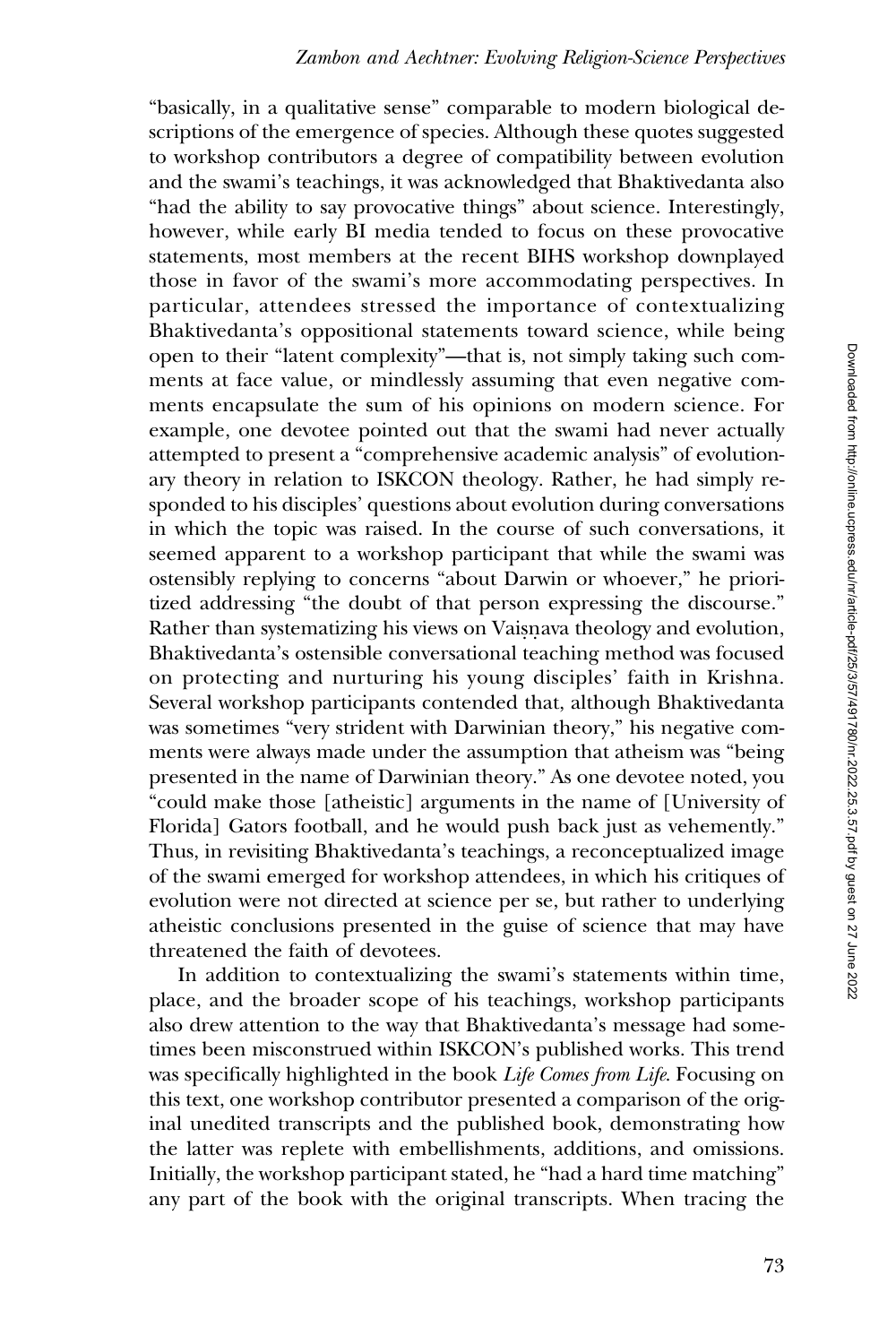"basically, in a qualitative sense" comparable to modern biological descriptions of the emergence of species. Although these quotes suggested to workshop contributors a degree of compatibility between evolution and the swami's teachings, it was acknowledged that Bhaktivedanta also "had the ability to say provocative things" about science. Interestingly, however, while early BI media tended to focus on these provocative statements, most members at the recent BIHS workshop downplayed those in favor of the swami's more accommodating perspectives. In particular, attendees stressed the importance of contextualizing Bhaktivedanta's oppositional statements toward science, while being open to their "latent complexity"—that is, not simply taking such comments at face value, or mindlessly assuming that even negative comments encapsulate the sum of his opinions on modern science. For example, one devotee pointed out that the swami had never actually attempted to present a "comprehensive academic analysis" of evolutionary theory in relation to ISKCON theology. Rather, he had simply responded to his disciples' questions about evolution during conversations in which the topic was raised. In the course of such conversations, it seemed apparent to a workshop participant that while the swami was ostensibly replying to concerns "about Darwin or whoever," he prioritized addressing "the doubt of that person expressing the discourse." Rather than systematizing his views on Vaiṣṇava theology and evolution, Bhaktivedanta's ostensible conversational teaching method was focused on protecting and nurturing his young disciples' faith in Krishna. Several workshop participants contended that, although Bhaktivedanta was sometimes "very strident with Darwinian theory," his negative comments were always made under the assumption that atheism was "being presented in the name of Darwinian theory." As one devotee noted, you "could make those [atheistic] arguments in the name of [University of Florida] Gators football, and he would push back just as vehemently." Thus, in revisiting Bhaktivedanta's teachings, a reconceptualized image of the swami emerged for workshop attendees, in which his critiques of evolution were not directed at science per se, but rather to underlying atheistic conclusions presented in the guise of science that may have threatened the faith of devotees.

In addition to contextualizing the swami's statements within time, place, and the broader scope of his teachings, workshop participants also drew attention to the way that Bhaktivedanta's message had sometimes been misconstrued within ISKCON's published works. This trend was specifically highlighted in the book *Life Comes from Life*. Focusing on this text, one workshop contributor presented a comparison of the original unedited transcripts and the published book, demonstrating how the latter was replete with embellishments, additions, and omissions. Initially, the workshop participant stated, he "had a hard time matching" any part of the book with the original transcripts. When tracing the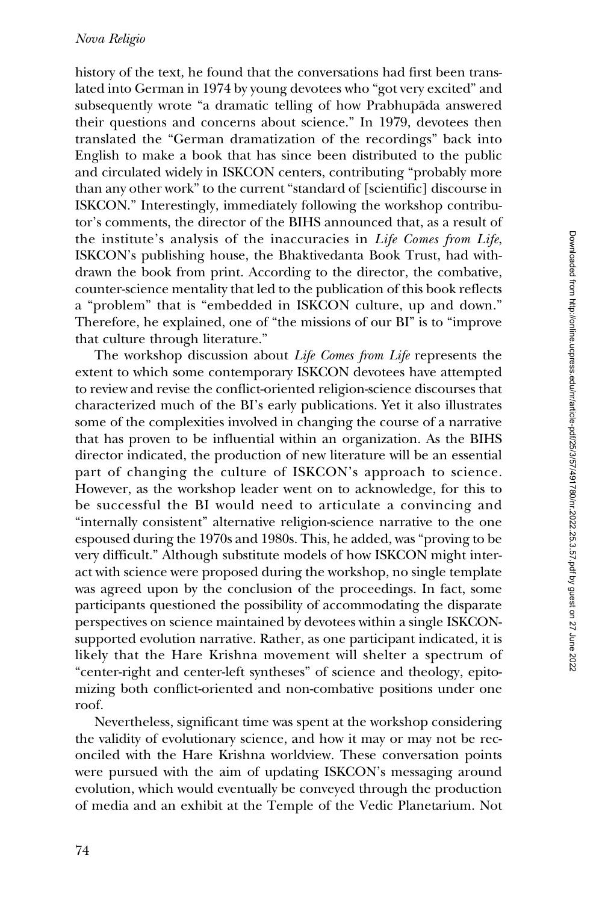history of the text, he found that the conversations had first been translated into German in 1974 by young devotees who "got very excited" and subsequently wrote "a dramatic telling of how Prabhupāda answered their questions and concerns about science." In 1979, devotees then translated the "German dramatization of the recordings" back into English to make a book that has since been distributed to the public and circulated widely in ISKCON centers, contributing "probably more than any other work" to the current "standard of [scientific] discourse in ISKCON." Interestingly, immediately following the workshop contributor's comments, the director of the BIHS announced that, as a result of the institute's analysis of the inaccuracies in *Life Comes from Life*, ISKCON's publishing house, the Bhaktivedanta Book Trust, had withdrawn the book from print. According to the director, the combative, counter-science mentality that led to the publication of this book reflects a "problem" that is "embedded in ISKCON culture, up and down." Therefore, he explained, one of "the missions of our BI" is to "improve that culture through literature."

The workshop discussion about *Life Comes from Life* represents the extent to which some contemporary ISKCON devotees have attempted to review and revise the conflict-oriented religion-science discourses that characterized much of the BI's early publications. Yet it also illustrates some of the complexities involved in changing the course of a narrative that has proven to be influential within an organization. As the BIHS director indicated, the production of new literature will be an essential part of changing the culture of ISKCON's approach to science. However, as the workshop leader went on to acknowledge, for this to be successful the BI would need to articulate a convincing and "internally consistent" alternative religion-science narrative to the one espoused during the 1970s and 1980s. This, he added, was "proving to be very difficult." Although substitute models of how ISKCON might interact with science were proposed during the workshop, no single template was agreed upon by the conclusion of the proceedings. In fact, some participants questioned the possibility of accommodating the disparate perspectives on science maintained by devotees within a single ISKCON-supported evolution narrative. Rather, as one participant indicated, it is likely that the Hare Krishna movement will shelter a spectrum of "center-right and center-left syntheses" of science and theology, epitomizing both conflict-oriented and non-combative positions under one roof.

Nevertheless, significant time was spent at the workshop considering the validity of evolutionary science, and how it may or may not be reconciled with the Hare Krishna worldview. These conversation points were pursued with the aim of updating ISKCON's messaging around evolution, which would eventually be conveyed through the production of media and an exhibit at the Temple of the Vedic Planetarium. Not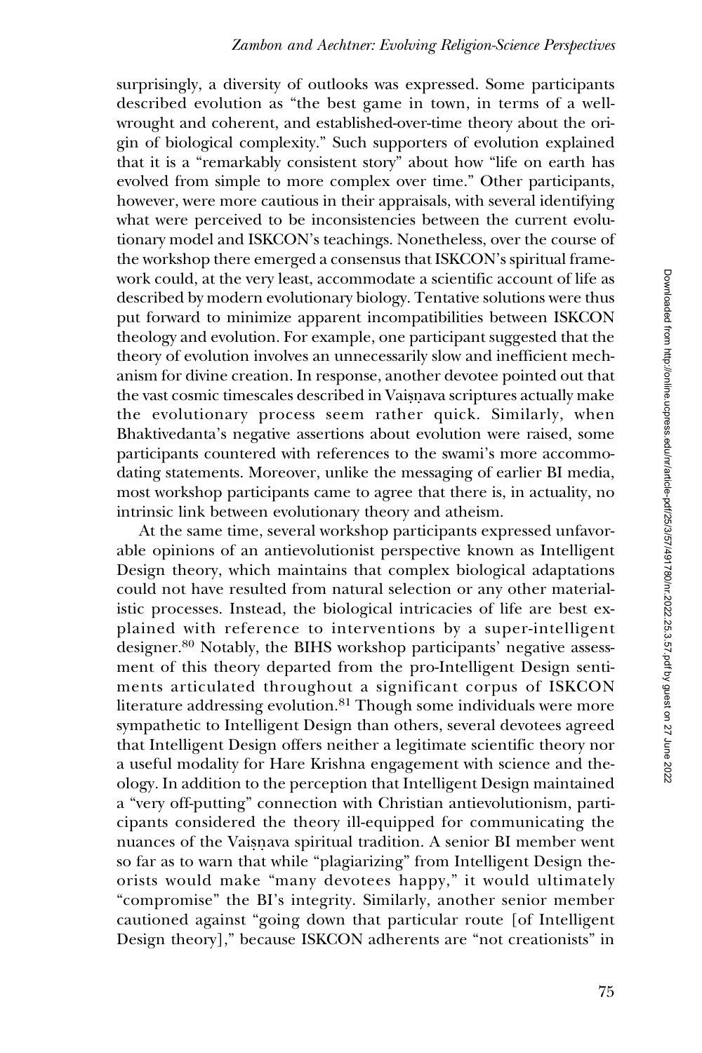surprisingly, a diversity of outlooks was expressed. Some participants described evolution as "the best game in town, in terms of a well-wrought and coherent, and established-over-time theory about the origin of biological complexity." Such supporters of evolution explained that it is a "remarkably consistent story" about how "life on earth has evolved from simple to more complex over time." Other participants, however, were more cautious in their appraisals, with several identifying what were perceived to be inconsistencies between the current evolutionary model and ISKCON's teachings. Nonetheless, over the course of the workshop there emerged a consensus that ISKCON's spiritual framework could, at the very least, accommodate a scientific account of life as described by modern evolutionary biology. Tentative solutions were thus put forward to minimize apparent incompatibilities between ISKCON theology and evolution. For example, one participant suggested that the theory of evolution involves an unnecessarily slow and inefficient mechanism for divine creation. In response, another devotee pointed out that the vast cosmic timescales described in Vaiṣṇava scriptures actually make the evolutionary process seem rather quick. Similarly, when Bhaktivedanta's negative assertions about evolution were raised, some participants countered with references to the swami's more accommodating statements. Moreover, unlike the messaging of earlier BI media, most workshop participants came to agree that there is, in actuality, no intrinsic link between evolutionary theory and atheism.

At the same time, several workshop participants expressed unfavorable opinions of an antievolutionist perspective known as Intelligent Design theory, which maintains that complex biological adaptations could not have resulted from natural selection or any other materialistic processes. Instead, the biological intricacies of life are best explained with reference to interventions by a super-intelligent designer.[80] Notably, the BIHS workshop participants' negative assessment of this theory departed from the pro-Intelligent Design sentiments articulated throughout a significant corpus of ISKCON literature addressing evolution.[81] Though some individuals were more sympathetic to Intelligent Design than others, several devotees agreed that Intelligent Design offers neither a legitimate scientific theory nor a useful modality for Hare Krishna engagement with science and theology. In addition to the perception that Intelligent Design maintained a "very off-putting" connection with Christian antievolutionism, participants considered the theory ill-equipped for communicating the nuances of the Vaiṣṇava spiritual tradition. A senior BI member went so far as to warn that while "plagiarizing" from Intelligent Design theorists would make "many devotees happy," it would ultimately "compromise" the BI's integrity. Similarly, another senior member cautioned against "going down that particular route [of Intelligent Design theory]," because ISKCON adherents are "not creationists" in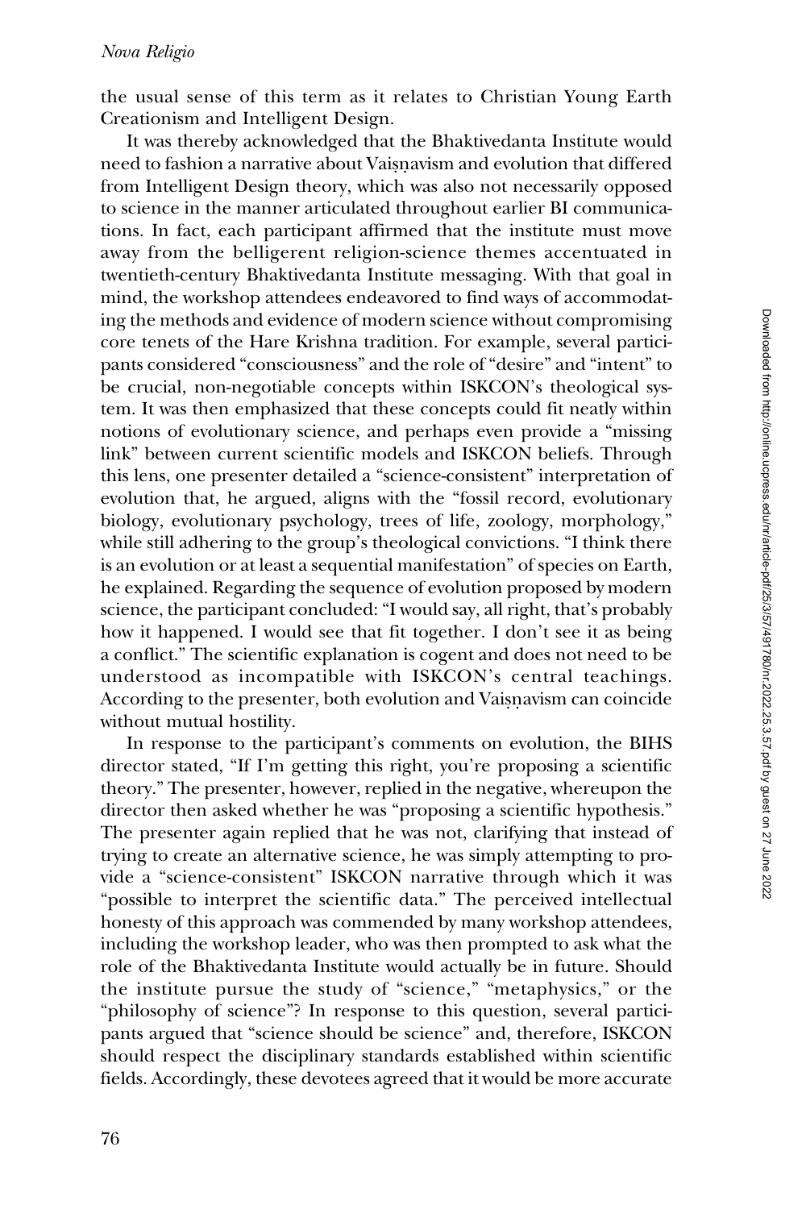the usual sense of this term as it relates to Christian Young Earth Creationism and Intelligent Design.

It was thereby acknowledged that the Bhaktivedanta Institute would need to fashion a narrative about Vaiṣṇavism and evolution that differed from Intelligent Design theory, which was also not necessarily opposed to science in the manner articulated throughout earlier BI communications. In fact, each participant affirmed that the institute must move away from the belligerent religion-science themes accentuated in twentieth-century Bhaktivedanta Institute messaging. With that goal in mind, the workshop attendees endeavored to find ways of accommodating the methods and evidence of modern science without compromising core tenets of the Hare Krishna tradition. For example, several participants considered "consciousness" and the role of "desire" and "intent" to be crucial, non-negotiable concepts within ISKCON's theological system. It was then emphasized that these concepts could fit neatly within notions of evolutionary science, and perhaps even provide a "missing link" between current scientific models and ISKCON beliefs. Through this lens, one presenter detailed a "science-consistent" interpretation of evolution that, he argued, aligns with the "fossil record, evolutionary biology, evolutionary psychology, trees of life, zoology, morphology," while still adhering to the group's theological convictions. "I think there is an evolution or at least a sequential manifestation" of species on Earth, he explained. Regarding the sequence of evolution proposed by modern science, the participant concluded: "I would say, all right, that's probably how it happened. I would see that fit together. I don't see it as being a conflict." The scientific explanation is cogent and does not need to be understood as incompatible with ISKCON's central teachings. According to the presenter, both evolution and Vaiṣṇavism can coincide without mutual hostility.

In response to the participant's comments on evolution, the BIHS director stated, "If I'm getting this right, you're proposing a scientific theory." The presenter, however, replied in the negative, whereupon the director then asked whether he was "proposing a scientific hypothesis." The presenter again replied that he was not, clarifying that instead of trying to create an alternative science, he was simply attempting to provide a "science-consistent" ISKCON narrative through which it was "possible to interpret the scientific data." The perceived intellectual honesty of this approach was commended by many workshop attendees, including the workshop leader, who was then prompted to ask what the role of the Bhaktivedanta Institute would actually be in future. Should the institute pursue the study of "science," "metaphysics," or the "philosophy of science"? In response to this question, several participants argued that "science should be science" and, therefore, ISKCON should respect the disciplinary standards established within scientific fields. Accordingly, these devotees agreed that it would be more accurate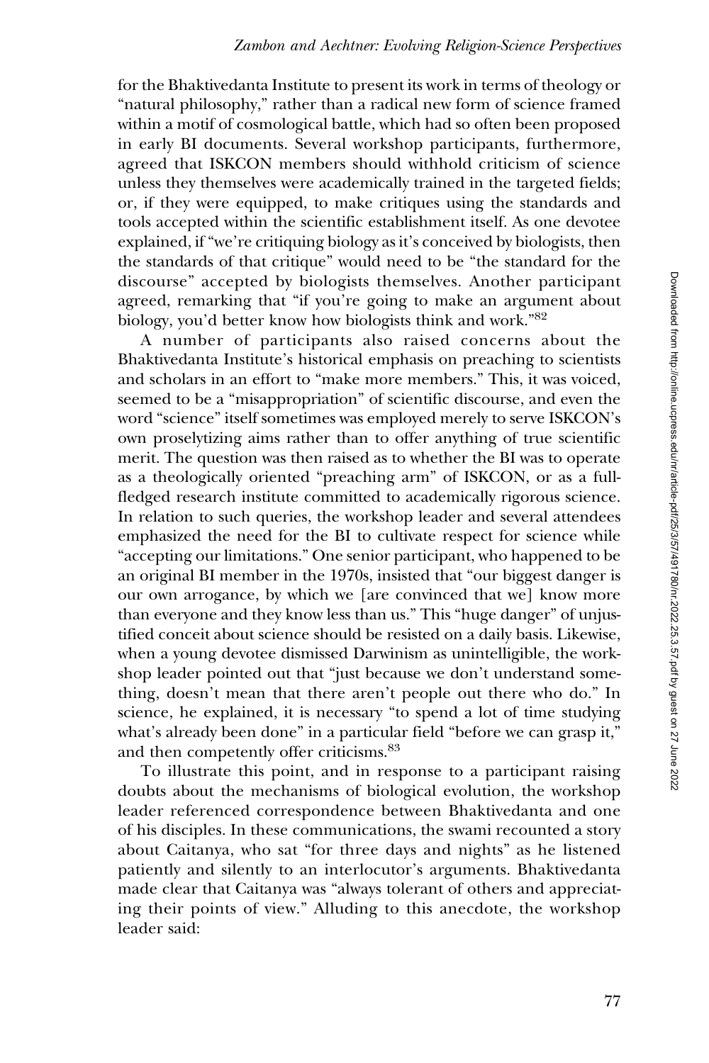for the Bhaktivedanta Institute to present its work in terms of theology or "natural philosophy," rather than a radical new form of science framed within a motif of cosmological battle, which had so often been proposed in early BI documents. Several workshop participants, furthermore, agreed that ISKCON members should withhold criticism of science unless they themselves were academically trained in the targeted fields; or, if they were equipped, to make critiques using the standards and tools accepted within the scientific establishment itself. As one devotee explained, if "we're critiquing biology as it's conceived by biologists, then the standards of that critique" would need to be "the standard for the discourse" accepted by biologists themselves. Another participant agreed, remarking that "if you're going to make an argument about biology, you'd better know how biologists think and work."[82]

A number of participants also raised concerns about the Bhaktivedanta Institute's historical emphasis on preaching to scientists and scholars in an effort to "make more members." This, it was voiced, seemed to be a "misappropriation" of scientific discourse, and even the word "science" itself sometimes was employed merely to serve ISKCON's own proselytizing aims rather than to offer anything of true scientific merit. The question was then raised as to whether the BI was to operate as a theologically oriented "preaching arm" of ISKCON, or as a full-fledged research institute committed to academically rigorous science. In relation to such queries, the workshop leader and several attendees emphasized the need for the BI to cultivate respect for science while "accepting our limitations." One senior participant, who happened to be an original BI member in the 1970s, insisted that "our biggest danger is our own arrogance, by which we [are convinced that we] know more than everyone and they know less than us." This "huge danger" of unjustified conceit about science should be resisted on a daily basis. Likewise, when a young devotee dismissed Darwinism as unintelligible, the workshop leader pointed out that "just because we don't understand something, doesn't mean that there aren't people out there who do." In science, he explained, it is necessary "to spend a lot of time studying what's already been done" in a particular field "before we can grasp it," and then competently offer criticisms.[83]

To illustrate this point, and in response to a participant raising doubts about the mechanisms of biological evolution, the workshop leader referenced correspondence between Bhaktivedanta and one of his disciples. In these communications, the swami recounted a story about Caitanya, who sat "for three days and nights" as he listened patiently and silently to an interlocutor's arguments. Bhaktivedanta made clear that Caitanya was "always tolerant of others and appreciating their points of view." Alluding to this anecdote, the workshop leader said: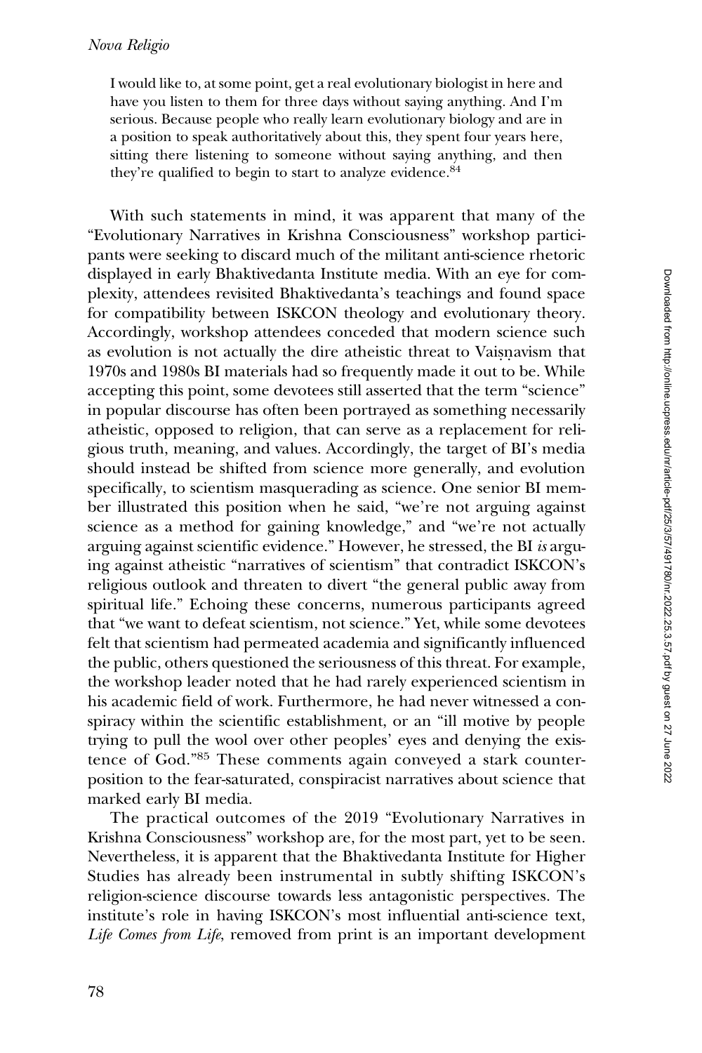> I would like to, at some point, get a real evolutionary biologist in here and have you listen to them for three days without saying anything. And I'm serious. Because people who really learn evolutionary biology and are in a position to speak authoritatively about this, they spent four years here, sitting there listening to someone without saying anything, and then they're qualified to begin to start to analyze evidence.[84]

With such statements in mind, it was apparent that many of the "Evolutionary Narratives in Krishna Consciousness" workshop participants were seeking to discard much of the militant anti-science rhetoric displayed in early Bhaktivedanta Institute media. With an eye for complexity, attendees revisited Bhaktivedanta's teachings and found space for compatibility between ISKCON theology and evolutionary theory. Accordingly, workshop attendees conceded that modern science such as evolution is not actually the dire atheistic threat to Vaiṣṇavism that 1970s and 1980s BI materials had so frequently made it out to be. While accepting this point, some devotees still asserted that the term "science" in popular discourse has often been portrayed as something necessarily atheistic, opposed to religion, that can serve as a replacement for religious truth, meaning, and values. Accordingly, the target of BI's media should instead be shifted from science more generally, and evolution specifically, to scientism masquerading as science. One senior BI member illustrated this position when he said, "we're not arguing against science as a method for gaining knowledge," and "we're not actually arguing against scientific evidence." However, he stressed, the BI *is* arguing against atheistic "narratives of scientism" that contradict ISKCON's religious outlook and threaten to divert "the general public away from spiritual life." Echoing these concerns, numerous participants agreed that "we want to defeat scientism, not science." Yet, while some devotees felt that scientism had permeated academia and significantly influenced the public, others questioned the seriousness of this threat. For example, the workshop leader noted that he had rarely experienced scientism in his academic field of work. Furthermore, he had never witnessed a conspiracy within the scientific establishment, or an "ill motive by people trying to pull the wool over other peoples' eyes and denying the existence of God."[85] These comments again conveyed a stark counterposition to the fear-saturated, conspiracist narratives about science that marked early BI media.

The practical outcomes of the 2019 "Evolutionary Narratives in Krishna Consciousness" workshop are, for the most part, yet to be seen. Nevertheless, it is apparent that the Bhaktivedanta Institute for Higher Studies has already been instrumental in subtly shifting ISKCON's religion-science discourse towards less antagonistic perspectives. The institute's role in having ISKCON's most influential anti-science text, *Life Comes from Life*, removed from print is an important development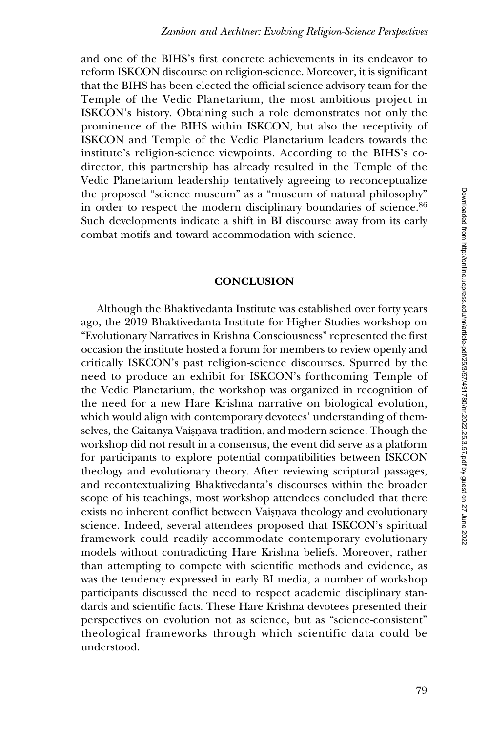and one of the BIHS's first concrete achievements in its endeavor to reform ISKCON discourse on religion-science. Moreover, it is significant that the BIHS has been elected the official science advisory team for the Temple of the Vedic Planetarium, the most ambitious project in ISKCON's history. Obtaining such a role demonstrates not only the prominence of the BIHS within ISKCON, but also the receptivity of ISKCON and Temple of the Vedic Planetarium leaders towards the institute's religion-science viewpoints. According to the BIHS's co-director, this partnership has already resulted in the Temple of the Vedic Planetarium leadership tentatively agreeing to reconceptualize the proposed "science museum" as a "museum of natural philosophy" in order to respect the modern disciplinary boundaries of science.[86] Such developments indicate a shift in BI discourse away from its early combat motifs and toward accommodation with science.

## CONCLUSION

Although the Bhaktivedanta Institute was established over forty years ago, the 2019 Bhaktivedanta Institute for Higher Studies workshop on "Evolutionary Narratives in Krishna Consciousness" represented the first occasion the institute hosted a forum for members to review openly and critically ISKCON's past religion-science discourses. Spurred by the need to produce an exhibit for ISKCON's forthcoming Temple of the Vedic Planetarium, the workshop was organized in recognition of the need for a new Hare Krishna narrative on biological evolution, which would align with contemporary devotees' understanding of themselves, the Caitanya Vaiṣṇava tradition, and modern science. Though the workshop did not result in a consensus, the event did serve as a platform for participants to explore potential compatibilities between ISKCON theology and evolutionary theory. After reviewing scriptural passages, and recontextualizing Bhaktivedanta's discourses within the broader scope of his teachings, most workshop attendees concluded that there exists no inherent conflict between Vaiṣṇava theology and evolutionary science. Indeed, several attendees proposed that ISKCON's spiritual framework could readily accommodate contemporary evolutionary models without contradicting Hare Krishna beliefs. Moreover, rather than attempting to compete with scientific methods and evidence, as was the tendency expressed in early BI media, a number of workshop participants discussed the need to respect academic disciplinary standards and scientific facts. These Hare Krishna devotees presented their perspectives on evolution not as science, but as "science-consistent" theological frameworks through which scientific data could be understood.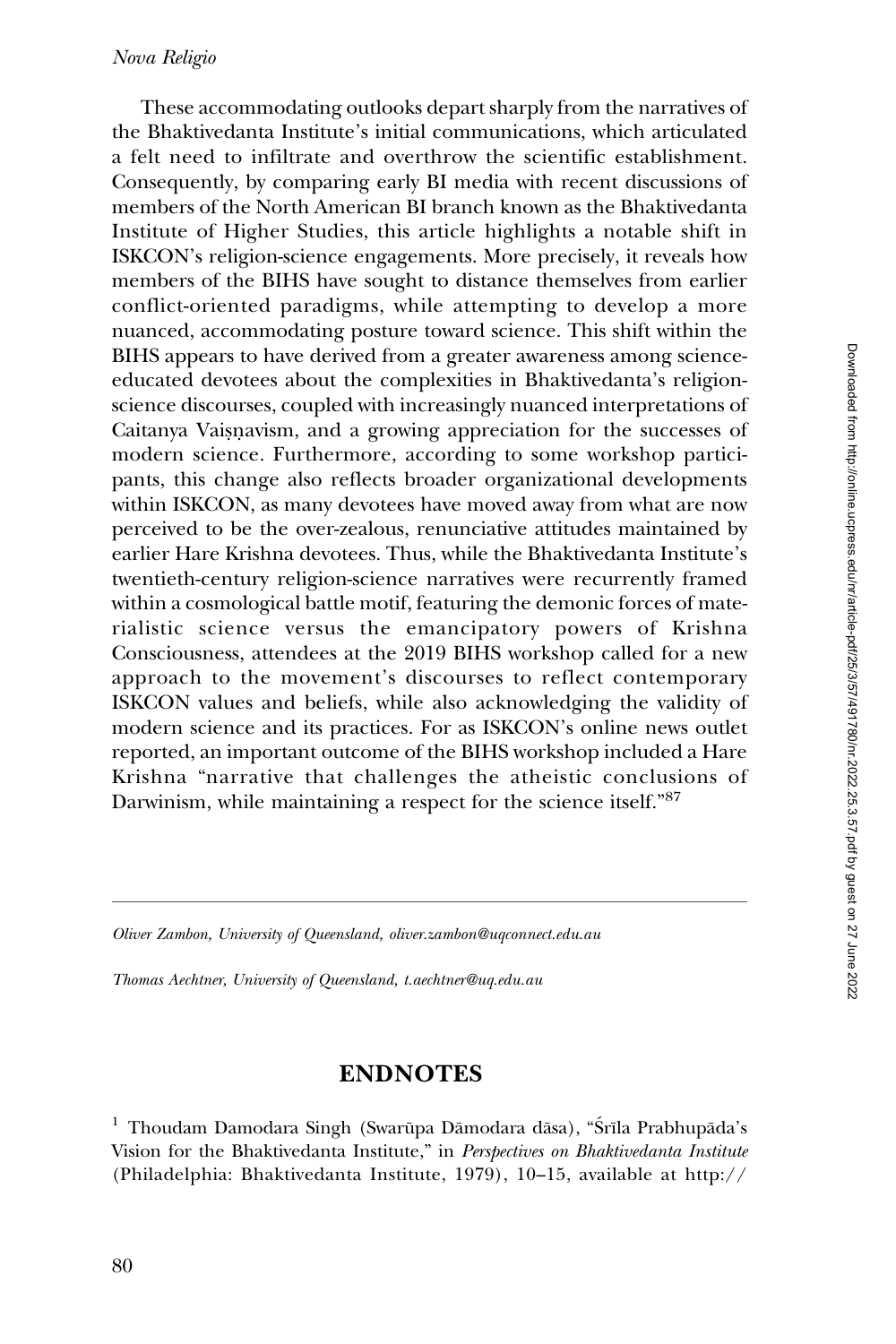These accommodating outlooks depart sharply from the narratives of the Bhaktivedanta Institute's initial communications, which articulated a felt need to infiltrate and overthrow the scientific establishment. Consequently, by comparing early BI media with recent discussions of members of the North American BI branch known as the Bhaktivedanta Institute of Higher Studies, this article highlights a notable shift in ISKCON's religion-science engagements. More precisely, it reveals how members of the BIHS have sought to distance themselves from earlier conflict-oriented paradigms, while attempting to develop a more nuanced, accommodating posture toward science. This shift within the BIHS appears to have derived from a greater awareness among science-educated devotees about the complexities in Bhaktivedanta's religion-science discourses, coupled with increasingly nuanced interpretations of Caitanya Vaiṣṇavism, and a growing appreciation for the successes of modern science. Furthermore, according to some workshop participants, this change also reflects broader organizational developments within ISKCON, as many devotees have moved away from what are now perceived to be the over-zealous, renunciative attitudes maintained by earlier Hare Krishna devotees. Thus, while the Bhaktivedanta Institute's twentieth-century religion-science narratives were recurrently framed within a cosmological battle motif, featuring the demonic forces of materialistic science versus the emancipatory powers of Krishna Consciousness, attendees at the 2019 BIHS workshop called for a new approach to the movement's discourses to reflect contemporary ISKCON values and beliefs, while also acknowledging the validity of modern science and its practices. For as ISKCON's online news outlet reported, an important outcome of the BIHS workshop included a Hare Krishna "narrative that challenges the atheistic conclusions of Darwinism, while maintaining a respect for the science itself."[87]

---

*Oliver Zambon, University of Queensland, oliver.zambon@uqconnect.edu.au*

*Thomas Aechtner, University of Queensland, t.aechtner@uq.edu.au*

## ENDNOTES

[1] Thoudam Damodara Singh (Swarūpa Dāmodara dāsa), "Śrīla Prabhupāda's Vision for the Bhaktivedanta Institute," in *Perspectives on Bhaktivedanta Institute* (Philadelphia: Bhaktivedanta Institute, 1979), 10–15, available at http://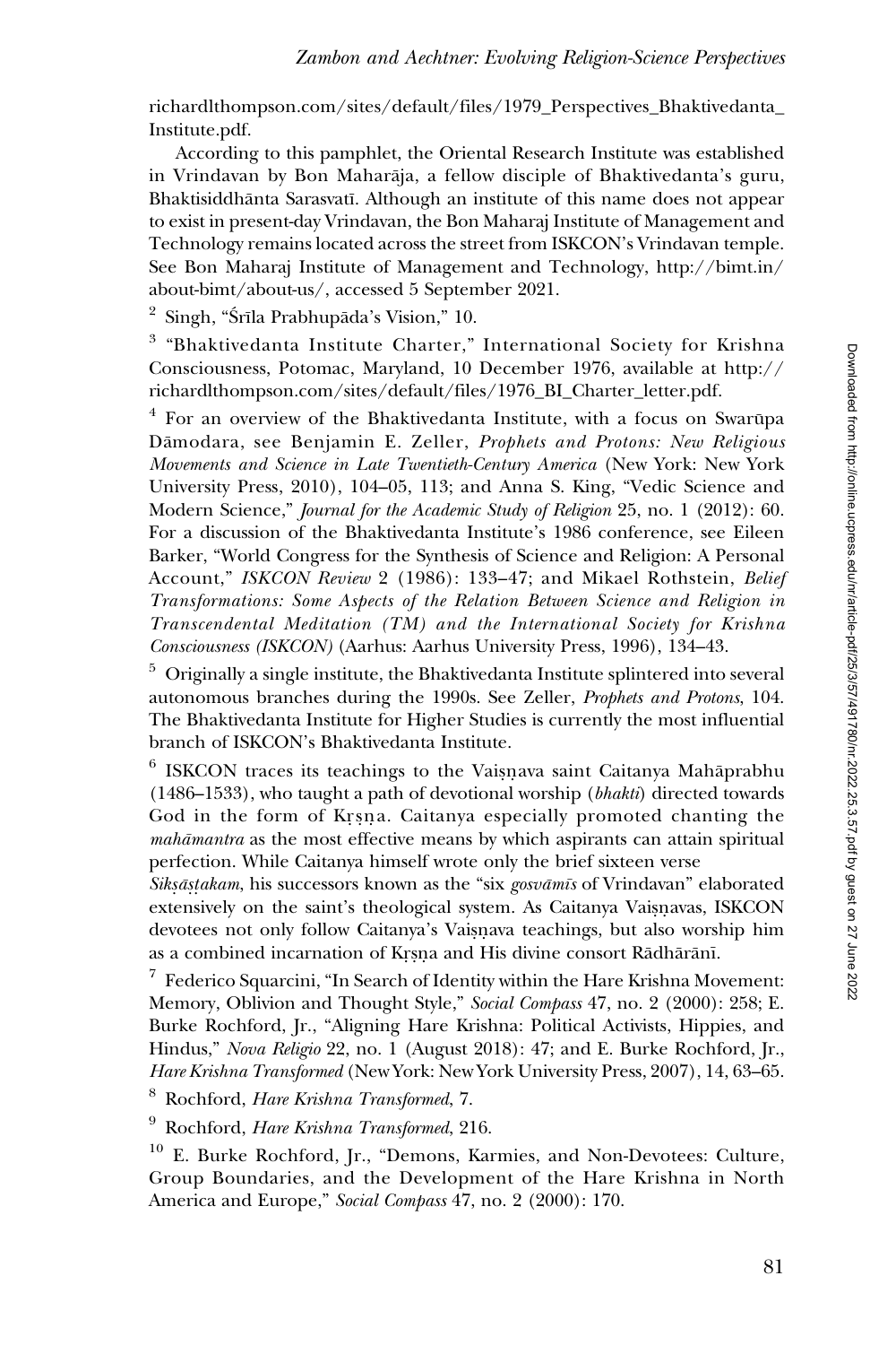richardlthompson.com/sites/default/files/1979_Perspectives_Bhaktivedanta_Institute.pdf.

According to this pamphlet, the Oriental Research Institute was established in Vrindavan by Bon Mahārāja, a fellow disciple of Bhaktivedanta's guru, Bhaktisiddhānta Sarasvatī. Although an institute of this name does not appear to exist in present-day Vrindavan, the Bon Maharaj Institute of Management and Technology remains located across the street from ISKCON's Vrindavan temple. See Bon Maharaj Institute of Management and Technology, http://bimt.in/about-bimt/about-us/, accessed 5 September 2021.

[2] Singh, "Śrīla Prabhupāda's Vision," 10.

[3] "Bhaktivedanta Institute Charter," International Society for Krishna Consciousness, Potomac, Maryland, 10 December 1976, available at http://richardlthompson.com/sites/default/files/1976_BI_Charter_letter.pdf.

[4] For an overview of the Bhaktivedanta Institute, with a focus on Swarūpa Dāmodara, see Benjamin E. Zeller, *Prophets and Protons: New Religious Movements and Science in Late Twentieth-Century America* (New York: New York University Press, 2010), 104–05, 113; and Anna S. King, "Vedic Science and Modern Science," *Journal for the Academic Study of Religion* 25, no. 1 (2012): 60. For a discussion of the Bhaktivedanta Institute's 1986 conference, see Eileen Barker, "World Congress for the Synthesis of Science and Religion: A Personal Account," *ISKCON Review* 2 (1986): 133–47; and Mikael Rothstein, *Belief Transformations: Some Aspects of the Relation Between Science and Religion in Transcendental Meditation (TM) and the International Society for Krishna Consciousness (ISKCON)* (Aarhus: Aarhus University Press, 1996), 134–43.

[5] Originally a single institute, the Bhaktivedanta Institute splintered into several autonomous branches during the 1990s. See Zeller, *Prophets and Protons*, 104. The Bhaktivedanta Institute for Higher Studies is currently the most influential branch of ISKCON's Bhaktivedanta Institute.

[6] ISKCON traces its teachings to the Vaiṣṇava saint Caitanya Mahāprabhu (1486–1533), who taught a path of devotional worship (*bhakti*) directed towards God in the form of Kṛṣṇa. Caitanya especially promoted chanting the *mahāmantra* as the most effective means by which aspirants can attain spiritual perfection. While Caitanya himself wrote only the brief sixteen verse *Sikṣāṣṭakam*, his successors known as the "six *gosvāmīs* of Vrindavan" elaborated extensively on the saint's theological system. As Caitanya Vaiṣṇavas, ISKCON devotees not only follow Caitanya's Vaiṣṇava teachings, but also worship him as a combined incarnation of Kṛṣṇa and His divine consort Rādhārāṇī.

[7] Federico Squarcini, "In Search of Identity within the Hare Krishna Movement: Memory, Oblivion and Thought Style," *Social Compass* 47, no. 2 (2000): 258; E. Burke Rochford, Jr., "Aligning Hare Krishna: Political Activists, Hippies, and Hindus," *Nova Religio* 22, no. 1 (August 2018): 47; and E. Burke Rochford, Jr., *Hare Krishna Transformed* (New York: New York University Press, 2007), 14, 63–65.

[8] Rochford, *Hare Krishna Transformed*, 7.

[9] Rochford, *Hare Krishna Transformed*, 216.

[10] E. Burke Rochford, Jr., "Demons, Karmies, and Non-Devotees: Culture, Group Boundaries, and the Development of the Hare Krishna in North America and Europe," *Social Compass* 47, no. 2 (2000): 170.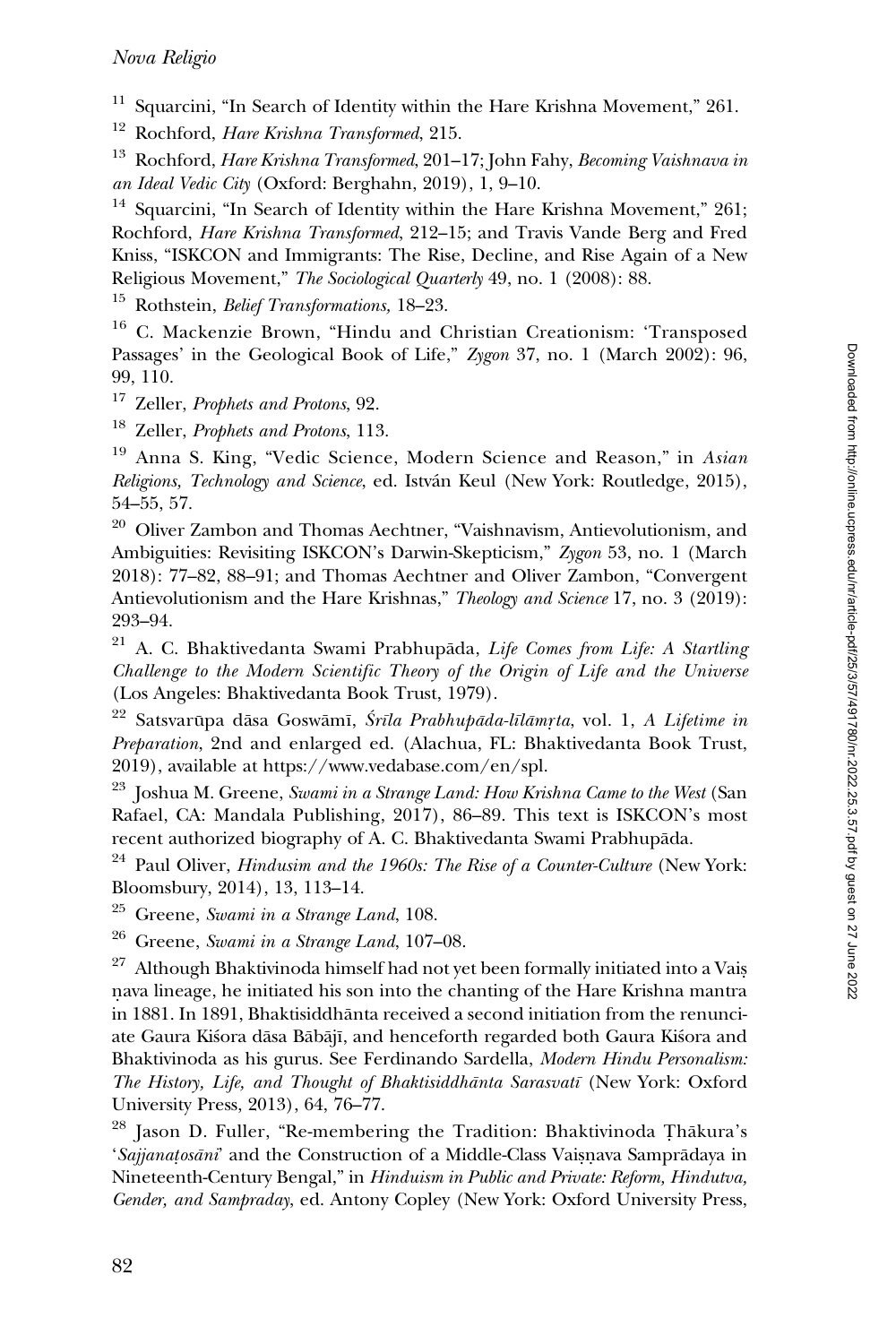[11] Squarcini, "In Search of Identity within the Hare Krishna Movement," 261.

[12] Rochford, *Hare Krishna Transformed*, 215.

[13] Rochford, *Hare Krishna Transformed*, 201–17; John Fahy, *Becoming Vaishnava in an Ideal Vedic City* (Oxford: Berghahn, 2019), 1, 9–10.

[14] Squarcini, "In Search of Identity within the Hare Krishna Movement," 261; Rochford, *Hare Krishna Transformed*, 212–15; and Travis Vande Berg and Fred Kniss, "ISKCON and Immigrants: The Rise, Decline, and Rise Again of a New Religious Movement," *The Sociological Quarterly* 49, no. 1 (2008): 88.

[15] Rothstein, *Belief Transformations,* 18–23.

[16] C. Mackenzie Brown, "Hindu and Christian Creationism: 'Transposed Passages' in the Geological Book of Life," *Zygon* 37, no. 1 (March 2002): 96, 99, 110.

[17] Zeller, *Prophets and Protons*, 92.

[18] Zeller, *Prophets and Protons*, 113.

[19] Anna S. King, "Vedic Science, Modern Science and Reason," in *Asian Religions, Technology and Science*, ed. István Keul (New York: Routledge, 2015), 54–55, 57.

[20] Oliver Zambon and Thomas Aechtner, "Vaishnavism, Antievolutionism, and Ambiguities: Revisiting ISKCON's Darwin-Skepticism," *Zygon* 53, no. 1 (March 2018): 77–82, 88–91; and Thomas Aechtner and Oliver Zambon, "Convergent Antievolutionism and the Hare Krishnas," *Theology and Science* 17, no. 3 (2019): 293–94.

[21] A. C. Bhaktivedanta Swami Prabhupāda, *Life Comes from Life: A Startling Challenge to the Modern Scientific Theory of the Origin of Life and the Universe* (Los Angeles: Bhaktivedanta Book Trust, 1979).

[22] Satsvarūpa dāsa Goswāmī, *Śrīla Prabhupāda-līlāmṛta*, vol. 1, *A Lifetime in Preparation*, 2nd and enlarged ed. (Alachua, FL: Bhaktivedanta Book Trust, 2019), available at https://www.vedabase.com/en/spl.

[23] Joshua M. Greene, *Swami in a Strange Land: How Krishna Came to the West* (San Rafael, CA: Mandala Publishing, 2017), 86–89. This text is ISKCON's most recent authorized biography of A. C. Bhaktivedanta Swami Prabhupāda.

[24] Paul Oliver, *Hindusim and the 1960s: The Rise of a Counter-Culture* (New York: Bloomsbury, 2014), 13, 113–14.

[25] Greene, *Swami in a Strange Land*, 108.

[26] Greene, *Swami in a Strange Land*, 107–08.

[27] Although Bhaktivinoda himself had not yet been formally initiated into a Vaiṣ ṇava lineage, he initiated his son into the chanting of the Hare Krishna mantra in 1881. In 1891, Bhaktisiddhānta received a second initiation from the renunciate Gaura Kiśora dāsa Bābājī, and henceforth regarded both Gaura Kiśora and Bhaktivinoda as his gurus. See Ferdinando Sardella, *Modern Hindu Personalism: The History, Life, and Thought of Bhaktisiddhānta Sarasvatī* (New York: Oxford University Press, 2013), 64, 76–77.

[28] Jason D. Fuller, "Re-membering the Tradition: Bhaktivinoda Ṭhākura's '*Sajjanaṭosānī*' and the Construction of a Middle-Class Vaiṣṇava Samprādaya in Nineteenth-Century Bengal," in *Hinduism in Public and Private: Reform, Hindutva, Gender, and Sampraday*, ed. Antony Copley (New York: Oxford University Press,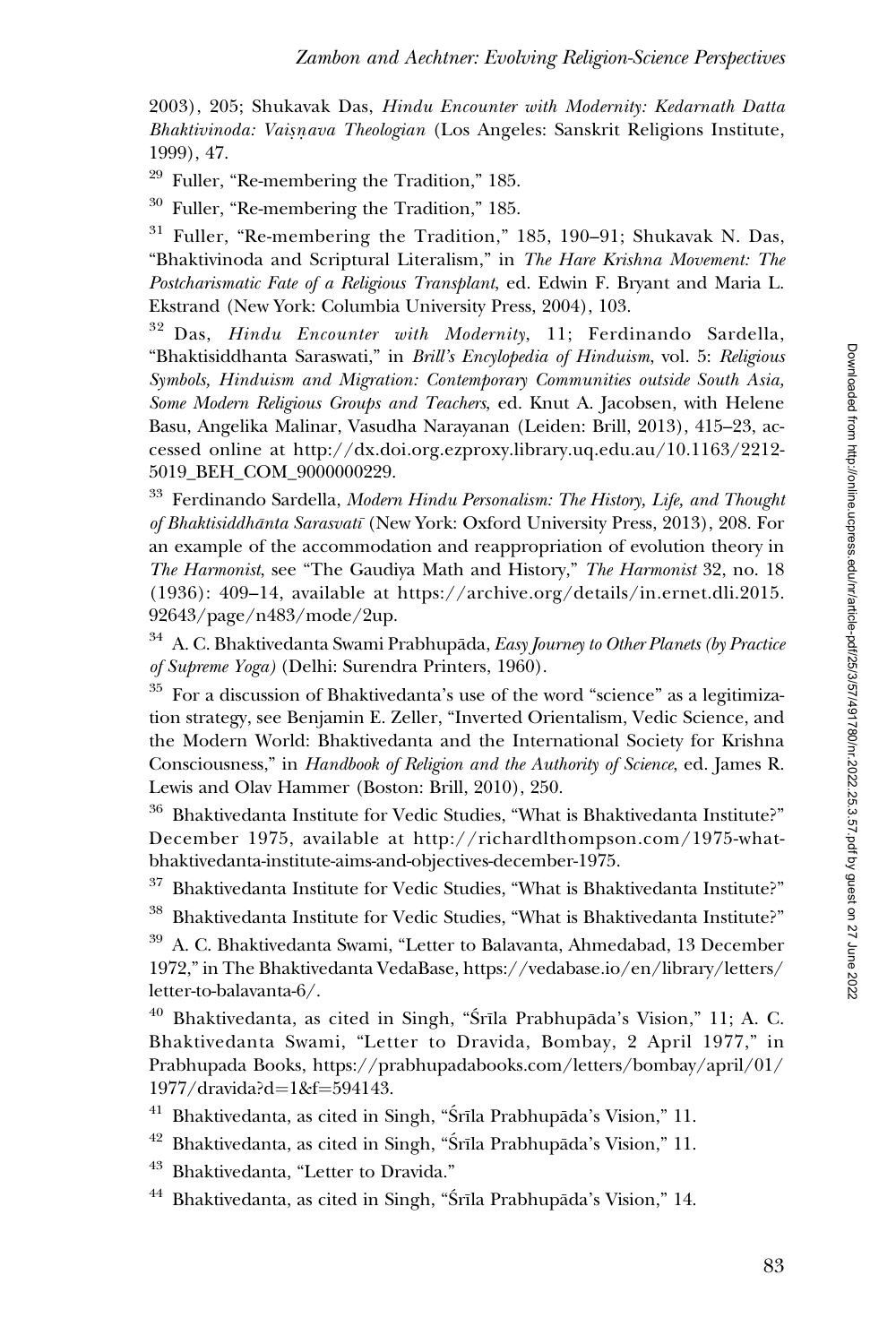2003), 205; Shukavak Das, *Hindu Encounter with Modernity: Kedarnath Datta Bhaktivinoda: Vaiṣṇava Theologian* (Los Angeles: Sanskrit Religions Institute, 1999), 47.

[29] Fuller, "Re-membering the Tradition," 185.

[30] Fuller, "Re-membering the Tradition," 185.

[31] Fuller, "Re-membering the Tradition," 185, 190–91; Shukavak N. Das, "Bhaktivinoda and Scriptural Literalism," in *The Hare Krishna Movement: The Postcharismatic Fate of a Religious Transplant*, ed. Edwin F. Bryant and Maria L. Ekstrand (New York: Columbia University Press, 2004), 103.

[32] Das, *Hindu Encounter with Modernity*, 11; Ferdinando Sardella, "Bhaktisiddhanta Saraswati," in *Brill's Encyclopedia of Hinduism*, vol. 5: *Religious Symbols, Hinduism and Migration: Contemporary Communities outside South Asia, Some Modern Religious Groups and Teachers*, ed. Knut A. Jacobsen, with Helene Basu, Angelika Malinar, Vasudha Narayanan (Leiden: Brill, 2013), 415–23, accessed online at http://dx.doi.org.ezproxy.library.uq.edu.au/10.1163/2212-5019_BEH_COM_9000000229.

[33] Ferdinando Sardella, *Modern Hindu Personalism: The History, Life, and Thought of Bhaktisiddhānta Sarasvatī* (New York: Oxford University Press, 2013), 208. For an example of the accommodation and reappropriation of evolution theory in *The Harmonist*, see "The Gaudiya Math and History," *The Harmonist* 32, no. 18 (1936): 409–14, available at https://archive.org/details/in.ernet.dli.2015.92643/page/n483/mode/2up.

[34] A. C. Bhaktivedanta Swami Prabhupāda, *Easy Journey to Other Planets (by Practice of Supreme Yoga)* (Delhi: Surendra Printers, 1960).

[35] For a discussion of Bhaktivedanta's use of the word "science" as a legitimization strategy, see Benjamin E. Zeller, "Inverted Orientalism, Vedic Science, and the Modern World: Bhaktivedanta and the International Society for Krishna Consciousness," in *Handbook of Religion and the Authority of Science*, ed. James R. Lewis and Olav Hammer (Boston: Brill, 2010), 250.

[36] Bhaktivedanta Institute for Vedic Studies, "What is Bhaktivedanta Institute?" December 1975, available at http://richardlthompson.com/1975-what-bhaktivedanta-institute-aims-and-objectives-december-1975.

[37] Bhaktivedanta Institute for Vedic Studies, "What is Bhaktivedanta Institute?"

[38] Bhaktivedanta Institute for Vedic Studies, "What is Bhaktivedanta Institute?"

[39] A. C. Bhaktivedanta Swami, "Letter to Balavanta, Ahmedabad, 13 December 1972," in The Bhaktivedanta VedaBase, https://vedabase.io/en/library/letters/letter-to-balavanta-6/.

[40] Bhaktivedanta, as cited in Singh, "Śrīla Prabhupāda's Vision," 11; A. C. Bhaktivedanta Swami, "Letter to Dravida, Bombay, 2 April 1977," in Prabhupada Books, https://prabhupadabooks.com/letters/bombay/april/01/1977/dravida?d=1&f=594143.

[41] Bhaktivedanta, as cited in Singh, "Śrīla Prabhupāda's Vision," 11.

[42] Bhaktivedanta, as cited in Singh, "Śrīla Prabhupāda's Vision," 11.

[43] Bhaktivedanta, "Letter to Dravida."

[44] Bhaktivedanta, as cited in Singh, "Śrīla Prabhupāda's Vision," 14.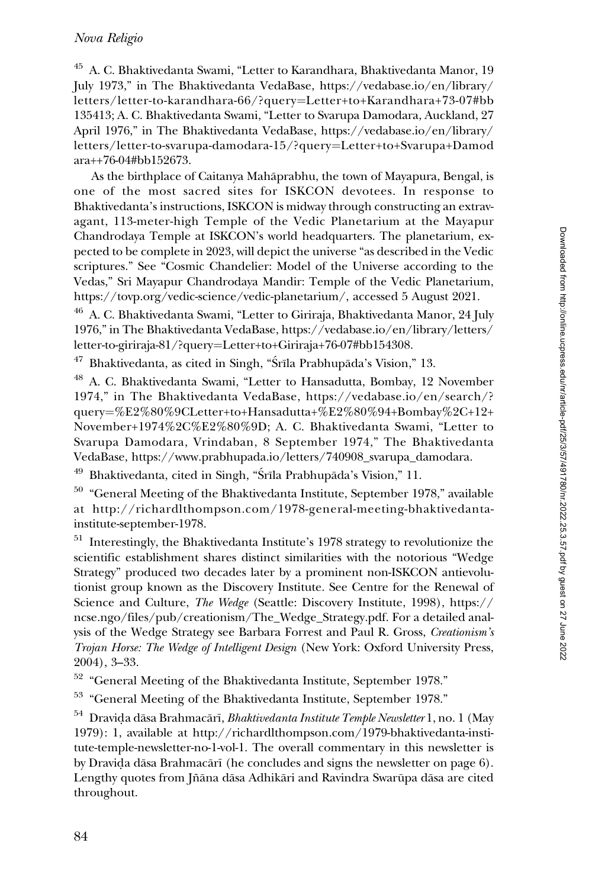[45] A. C. Bhaktivedanta Swami, "Letter to Karandhara, Bhaktivedanta Manor, 19 July 1973," in The Bhaktivedanta VedaBase, https://vedabase.io/en/library/letters/letter-to-karandhara-66/?query=Letter+to+Karandhara+73-07#bb135413; A. C. Bhaktivedanta Swami, "Letter to Svarupa Damodara, Auckland, 27 April 1976," in The Bhaktivedanta VedaBase, https://vedabase.io/en/library/letters/letter-to-svarupa-damodara-15/?query=Letter+to+Svarupa+Damodara++76-04#bb152673.

As the birthplace of Caitanya Mahāprabhu, the town of Mayapura, Bengal, is one of the most sacred sites for ISKCON devotees. In response to Bhaktivedanta's instructions, ISKCON is midway through constructing an extravagant, 113-meter-high Temple of the Vedic Planetarium at the Mayapur Chandrodaya Temple at ISKCON's world headquarters. The planetarium, expected to be complete in 2023, will depict the universe "as described in the Vedic scriptures." See "Cosmic Chandelier: Model of the Universe according to the Vedas," Sri Mayapur Chandrodaya Mandir: Temple of the Vedic Planetarium, https://tovp.org/vedic-science/vedic-planetarium/, accessed 5 August 2021.

[46] A. C. Bhaktivedanta Swami, "Letter to Giriraja, Bhaktivedanta Manor, 24 July 1976," in The Bhaktivedanta VedaBase, https://vedabase.io/en/library/letters/letter-to-giriraja-81/?query=Letter+to+Giriraja+76-07#bb154308.

[47] Bhaktivedanta, as cited in Singh, "Śrīla Prabhupāda's Vision," 13.

[48] A. C. Bhaktivedanta Swami, "Letter to Hansadutta, Bombay, 12 November 1974," in The Bhaktivedanta VedaBase, https://vedabase.io/en/search/?query=%E2%80%9CLetter+to+Hansadutta+%E2%80%94+Bombay%2C+12+November+1974%2C%E2%80%9D; A. C. Bhaktivedanta Swami, "Letter to Svarupa Damodara, Vrindaban, 8 September 1974," The Bhaktivedanta VedaBase, https://www.prabhupada.io/letters/740908_svarupa_damodara.

[49] Bhaktivedanta, cited in Singh, "Śrīla Prabhupāda's Vision," 11.

[50] "General Meeting of the Bhaktivedanta Institute, September 1978," available at http://richardlthompson.com/1978-general-meeting-bhaktivedanta-institute-september-1978.

[51] Interestingly, the Bhaktivedanta Institute's 1978 strategy to revolutionize the scientific establishment shares distinct similarities with the notorious "Wedge Strategy" produced two decades later by a prominent non-ISKCON antievolutionist group known as the Discovery Institute. See Centre for the Renewal of Science and Culture, *The Wedge* (Seattle: Discovery Institute, 1998), https://ncse.ngo/files/pub/creationism/The_Wedge_Strategy.pdf. For a detailed analysis of the Wedge Strategy see Barbara Forrest and Paul R. Gross, *Creationism's Trojan Horse: The Wedge of Intelligent Design* (New York: Oxford University Press, 2004), 3–33.

[52] "General Meeting of the Bhaktivedanta Institute, September 1978."

[53] "General Meeting of the Bhaktivedanta Institute, September 1978."

[54] Draviḍa dāsa Brahmacārī, *Bhaktivedanta Institute Temple Newsletter* 1, no. 1 (May 1979): 1, available at http://richardlthompson.com/1979-bhaktivedanta-institute-temple-newsletter-no-1-vol-1. The overall commentary in this newsletter is by Draviḍa dāsa Brahmacārī (he concludes and signs the newsletter on page 6). Lengthy quotes from Jñāna dāsa Adhikāri and Ravindra Swarūpa dāsa are cited throughout.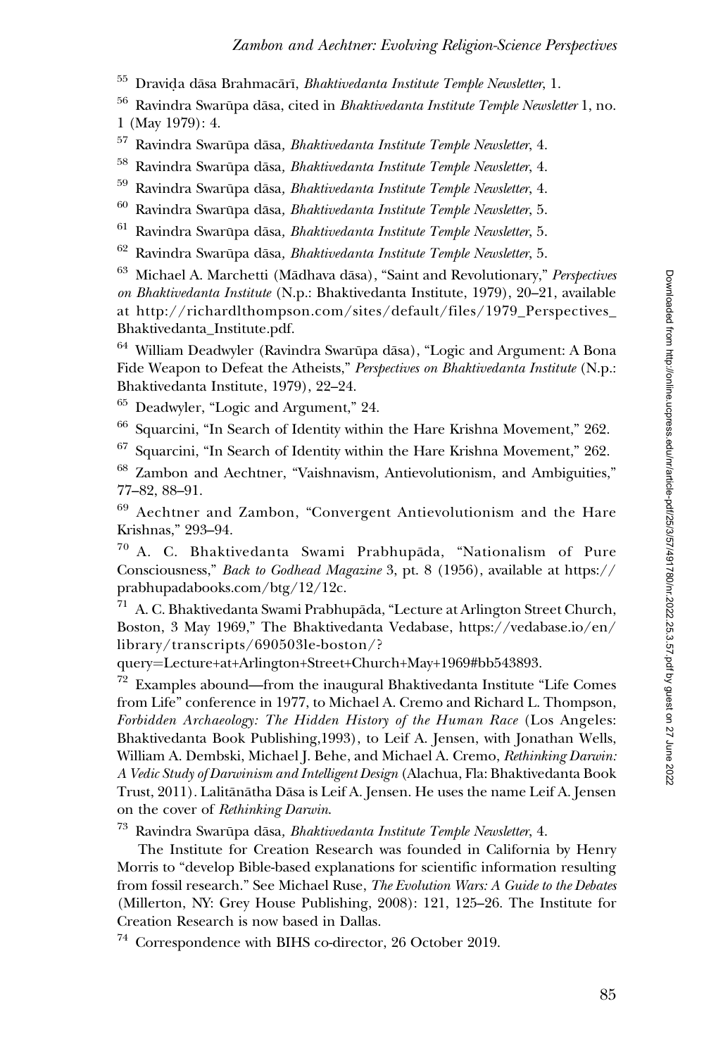55 Draviḍa dāsa Brahmacārī, *Bhaktivedanta Institute Temple Newsletter*, 1.

56 Ravindra Swarūpa dāsa, cited in *Bhaktivedanta Institute Temple Newsletter* 1, no. 1 (May 1979): 4.

57 Ravindra Swarūpa dāsa, *Bhaktivedanta Institute Temple Newsletter*, 4.

58 Ravindra Swarūpa dāsa, *Bhaktivedanta Institute Temple Newsletter*, 4.

59 Ravindra Swarūpa dāsa, *Bhaktivedanta Institute Temple Newsletter*, 4.

60 Ravindra Swarūpa dāsa, *Bhaktivedanta Institute Temple Newsletter*, 5.

61 Ravindra Swarūpa dāsa, *Bhaktivedanta Institute Temple Newsletter*, 5.

62 Ravindra Swarūpa dāsa, *Bhaktivedanta Institute Temple Newsletter*, 5.

63 Michael A. Marchetti (Mādhava dāsa), "Saint and Revolutionary," *Perspectives on Bhaktivedanta Institute* (N.p.: Bhaktivedanta Institute, 1979), 20–21, available at http://richardlthompson.com/sites/default/files/1979_Perspectives_Bhaktivedanta_Institute.pdf.

64 William Deadwyler (Ravindra Swarūpa dāsa), "Logic and Argument: A Bona Fide Weapon to Defeat the Atheists," *Perspectives on Bhaktivedanta Institute* (N.p.: Bhaktivedanta Institute, 1979), 22–24.

65 Deadwyler, "Logic and Argument," 24.

66 Squarcini, "In Search of Identity within the Hare Krishna Movement," 262.

67 Squarcini, "In Search of Identity within the Hare Krishna Movement," 262.

68 Zambon and Aechtner, "Vaishnavism, Antievolutionism, and Ambiguities," 77–82, 88–91.

69 Aechtner and Zambon, "Convergent Antievolutionism and the Hare Krishnas," 293–94.

70 A. C. Bhaktivedanta Swami Prabhupāda, "Nationalism of Pure Consciousness," *Back to Godhead Magazine* 3, pt. 8 (1956), available at https://prabhupadabooks.com/btg/12/12c.

71 A. C. Bhaktivedanta Swami Prabhupāda, "Lecture at Arlington Street Church, Boston, 3 May 1969," The Bhaktivedanta Vedabase, https://vedabase.io/en/library/transcripts/690503le-boston/?query=Lecture+at+Arlington+Street+Church+May+1969#bb543893.

72 Examples abound—from the inaugural Bhaktivedanta Institute "Life Comes from Life" conference in 1977, to Michael A. Cremo and Richard L. Thompson, *Forbidden Archaeology: The Hidden History of the Human Race* (Los Angeles: Bhaktivedanta Book Publishing,1993), to Leif A. Jensen, with Jonathan Wells, William A. Dembski, Michael J. Behe, and Michael A. Cremo, *Rethinking Darwin: A Vedic Study of Darwinism and Intelligent Design* (Alachua, Fla: Bhaktivedanta Book Trust, 2011). Lalitānātha Dāsa is Leif A. Jensen. He uses the name Leif A. Jensen on the cover of *Rethinking Darwin*.

73 Ravindra Swarūpa dāsa, *Bhaktivedanta Institute Temple Newsletter*, 4.

The Institute for Creation Research was founded in California by Henry Morris to "develop Bible-based explanations for scientific information resulting from fossil research." See Michael Ruse, *The Evolution Wars: A Guide to the Debates* (Millerton, NY: Grey House Publishing, 2008): 121, 125–26. The Institute for Creation Research is now based in Dallas.

74 Correspondence with BIHS co-director, 26 October 2019.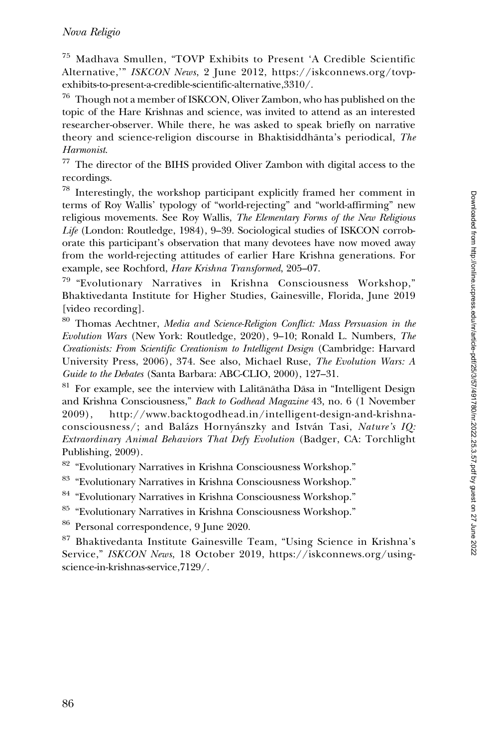[75] Madhava Smullen, "TOVP Exhibits to Present 'A Credible Scientific Alternative,'" *ISKCON News*, 2 June 2012, https://iskconnews.org/tovp-exhibits-to-present-a-credible-scientific-alternative,3310/.

[76] Though not a member of ISKCON, Oliver Zambon, who has published on the topic of the Hare Krishnas and science, was invited to attend as an interested researcher-observer. While there, he was asked to speak briefly on narrative theory and science-religion discourse in Bhaktisiddhānta's periodical, *The Harmonist*.

[77] The director of the BIHS provided Oliver Zambon with digital access to the recordings.

[78] Interestingly, the workshop participant explicitly framed her comment in terms of Roy Wallis' typology of "world-rejecting" and "world-affirming" new religious movements. See Roy Wallis, *The Elementary Forms of the New Religious Life* (London: Routledge, 1984), 9–39. Sociological studies of ISKCON corroborate this participant's observation that many devotees have now moved away from the world-rejecting attitudes of earlier Hare Krishna generations. For example, see Rochford, *Hare Krishna Transformed*, 205–07.

[79] "Evolutionary Narratives in Krishna Consciousness Workshop," Bhaktivedanta Institute for Higher Studies, Gainesville, Florida, June 2019 [video recording].

[80] Thomas Aechtner, *Media and Science-Religion Conflict: Mass Persuasion in the Evolution Wars* (New York: Routledge, 2020), 9–10; Ronald L. Numbers, *The Creationists: From Scientific Creationism to Intelligent Design* (Cambridge: Harvard University Press, 2006), 374. See also, Michael Ruse, *The Evolution Wars: A Guide to the Debates* (Santa Barbara: ABC-CLIO, 2000), 127–31.

[81] For example, see the interview with Lalitānātha Dāsa in "Intelligent Design and Krishna Consciousness," *Back to Godhead Magazine* 43, no. 6 (1 November 2009), http://www.backtogodhead.in/intelligent-design-and-krishna-consciousness/; and Balázs Hornyánszky and István Tasi, *Nature's IQ: Extraordinary Animal Behaviors That Defy Evolution* (Badger, CA: Torchlight Publishing, 2009).

[82] "Evolutionary Narratives in Krishna Consciousness Workshop."

[83] "Evolutionary Narratives in Krishna Consciousness Workshop."

[84] "Evolutionary Narratives in Krishna Consciousness Workshop."

[85] "Evolutionary Narratives in Krishna Consciousness Workshop."

[86] Personal correspondence, 9 June 2020.

[87] Bhaktivedanta Institute Gainesville Team, "Using Science in Krishna's Service," *ISKCON News*, 18 October 2019, https://iskconnews.org/using-science-in-krishnas-service,7129/.